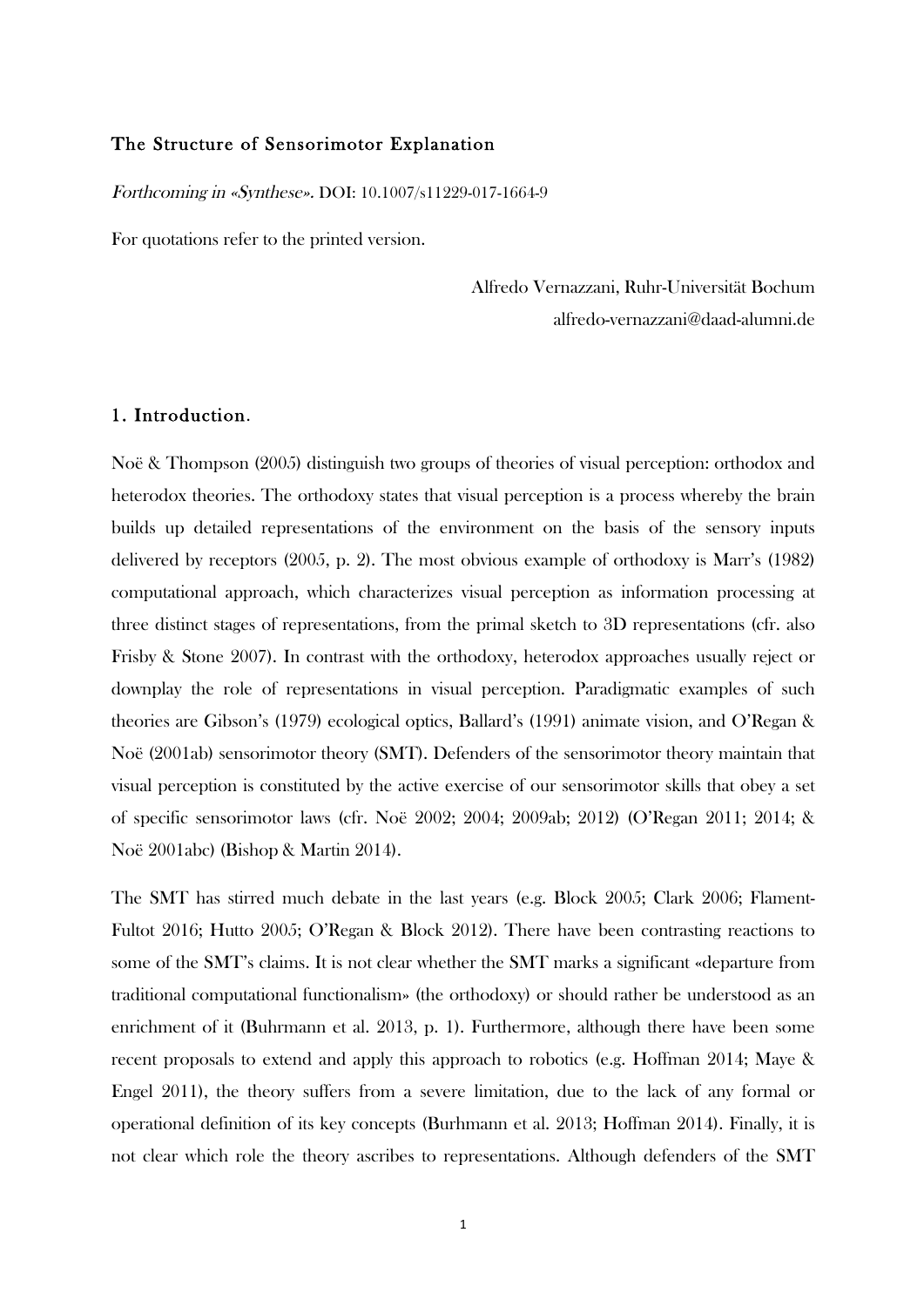# The Structure of Sensorimotor Explanation

*Forthcoming in «Synthese».* DOI: 10.1007/s11229-017-1664-9

For quotations refer to the printed version.

Alfredo Vernazzani, Ruhr-Universität Bochum
alfredo-vernazzani@daad-alumni.de

## 1. Introduction.

Noë & Thompson (2005) distinguish two groups of theories of visual perception: orthodox and heterodox theories. The orthodoxy states that visual perception is a process whereby the brain builds up detailed representations of the environment on the basis of the sensory inputs delivered by receptors (2005, p. 2). The most obvious example of orthodoxy is Marr's (1982) computational approach, which characterizes visual perception as information processing at three distinct stages of representations, from the primal sketch to 3D representations (cfr. also Frisby & Stone 2007). In contrast with the orthodoxy, heterodox approaches usually reject or downplay the role of representations in visual perception. Paradigmatic examples of such theories are Gibson's (1979) ecological optics, Ballard's (1991) animate vision, and O'Regan & Noë (2001ab) sensorimotor theory (SMT). Defenders of the sensorimotor theory maintain that visual perception is constituted by the active exercise of our sensorimotor skills that obey a set of specific sensorimotor laws (cfr. Noë 2002; 2004; 2009ab; 2012) (O'Regan 2011; 2014; & Noë 2001abc) (Bishop & Martin 2014).

The SMT has stirred much debate in the last years (e.g. Block 2005; Clark 2006; Flament-Fultot 2016; Hutto 2005; O'Regan & Block 2012). There have been contrasting reactions to some of the SMT's claims. It is not clear whether the SMT marks a significant «departure from traditional computational functionalism» (the orthodoxy) or should rather be understood as an enrichment of it (Buhrmann et al. 2013, p. 1). Furthermore, although there have been some recent proposals to extend and apply this approach to robotics (e.g. Hoffman 2014; Maye & Engel 2011), the theory suffers from a severe limitation, due to the lack of any formal or operational definition of its key concepts (Burhmann et al. 2013; Hoffman 2014). Finally, it is not clear which role the theory ascribes to representations. Although defenders of the SMT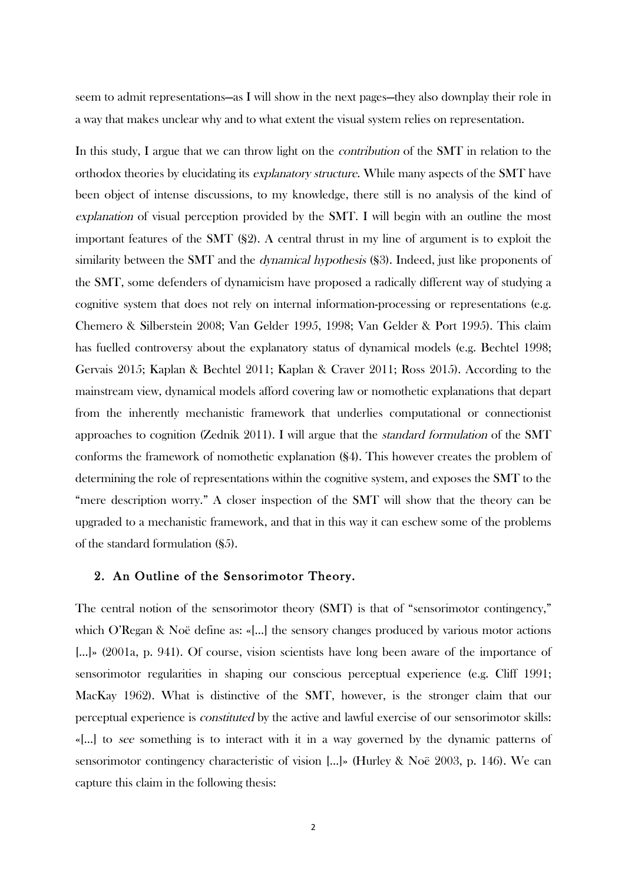seem to admit representations—as I will show in the next pages—they also downplay their role in a way that makes unclear why and to what extent the visual system relies on representation.

In this study, I argue that we can throw light on the *contribution* of the SMT in relation to the orthodox theories by elucidating its *explanatory structure*. While many aspects of the SMT have been object of intense discussions, to my knowledge, there still is no analysis of the kind of *explanation* of visual perception provided by the SMT. I will begin with an outline the most important features of the SMT (§2). A central thrust in my line of argument is to exploit the similarity between the SMT and the *dynamical hypothesis* (§3). Indeed, just like proponents of the SMT, some defenders of dynamicism have proposed a radically different way of studying a cognitive system that does not rely on internal information-processing or representations (e.g. Chemero & Silberstein 2008; Van Gelder 1995, 1998; Van Gelder & Port 1995). This claim has fuelled controversy about the explanatory status of dynamical models (e.g. Bechtel 1998; Gervais 2015; Kaplan & Bechtel 2011; Kaplan & Craver 2011; Ross 2015). According to the mainstream view, dynamical models afford covering law or nomothetic explanations that depart from the inherently mechanistic framework that underlies computational or connectionist approaches to cognition (Zednik 2011). I will argue that the *standard formulation* of the SMT conforms the framework of nomothetic explanation (§4). This however creates the problem of determining the role of representations within the cognitive system, and exposes the SMT to the "mere description worry." A closer inspection of the SMT will show that the theory can be upgraded to a mechanistic framework, and that in this way it can eschew some of the problems of the standard formulation (§5).

## 2. An Outline of the Sensorimotor Theory.

The central notion of the sensorimotor theory (SMT) is that of "sensorimotor contingency," which O'Regan & Noë define as: «[...] the sensory changes produced by various motor actions [...]» (2001a, p. 941). Of course, vision scientists have long been aware of the importance of sensorimotor regularities in shaping our conscious perceptual experience (e.g. Cliff 1991; MacKay 1962). What is distinctive of the SMT, however, is the stronger claim that our perceptual experience is *constituted* by the active and lawful exercise of our sensorimotor skills: «[...] to *see* something is to interact with it in a way governed by the dynamic patterns of sensorimotor contingency characteristic of vision [...]» (Hurley & Noë 2003, p. 146). We can capture this claim in the following thesis: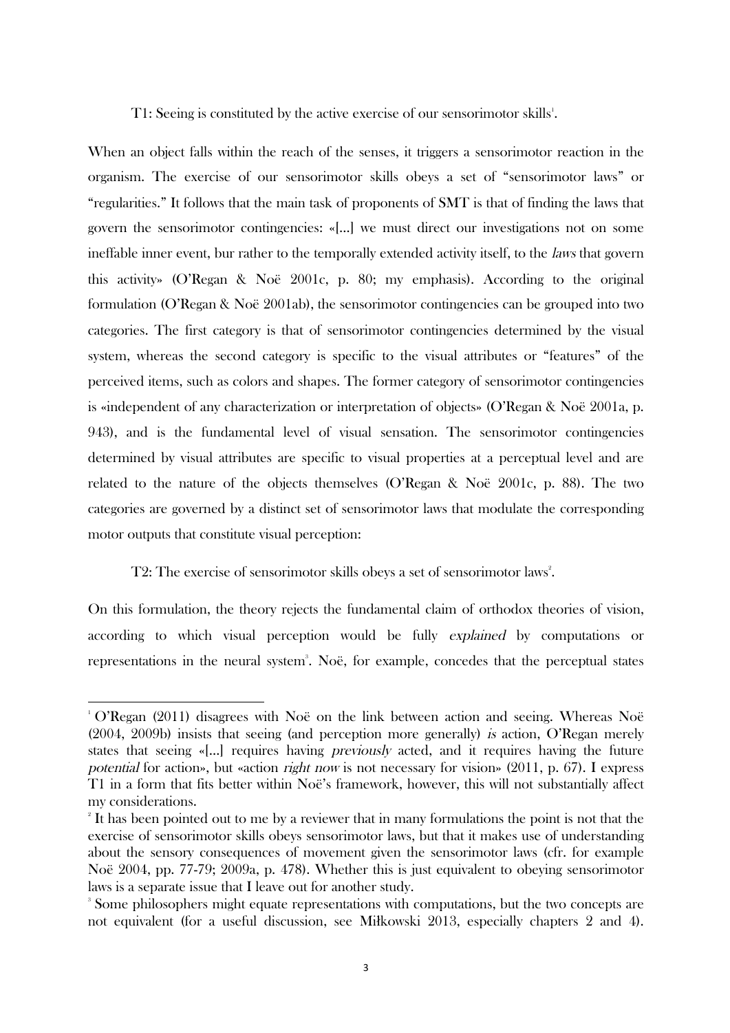T1: Seeing is constituted by the active exercise of our sensorimotor skills[1].

When an object falls within the reach of the senses, it triggers a sensorimotor reaction in the organism. The exercise of our sensorimotor skills obeys a set of "sensorimotor laws" or "regularities." It follows that the main task of proponents of SMT is that of finding the laws that govern the sensorimotor contingencies: «[...] we must direct our investigations not on some ineffable inner event, bur rather to the temporally extended activity itself, to the *laws* that govern this activity» (O'Regan & Noë 2001c, p. 80; my emphasis). According to the original formulation (O'Regan & Noë 2001ab), the sensorimotor contingencies can be grouped into two categories. The first category is that of sensorimotor contingencies determined by the visual system, whereas the second category is specific to the visual attributes or "features" of the perceived items, such as colors and shapes. The former category of sensorimotor contingencies is «independent of any characterization or interpretation of objects» (O'Regan & Noë 2001a, p. 943), and is the fundamental level of visual sensation. The sensorimotor contingencies determined by visual attributes are specific to visual properties at a perceptual level and are related to the nature of the objects themselves (O'Regan & Noë 2001c, p. 88). The two categories are governed by a distinct set of sensorimotor laws that modulate the corresponding motor outputs that constitute visual perception:

T2: The exercise of sensorimotor skills obeys a set of sensorimotor laws[2].

On this formulation, the theory rejects the fundamental claim of orthodox theories of vision, according to which visual perception would be fully *explained* by computations or representations in the neural system[3]. Noë, for example, concedes that the perceptual states

---

[1] O'Regan (2011) disagrees with Noë on the link between action and seeing. Whereas Noë (2004, 2009b) insists that seeing (and perception more generally) *is* action, O'Regan merely states that seeing «[...] requires having *previously* acted, and it requires having the future *potential* for action», but «action *right now* is not necessary for vision» (2011, p. 67). I express T1 in a form that fits better within Noë's framework, however, this will not substantially affect my considerations.

[2] It has been pointed out to me by a reviewer that in many formulations the point is not that the exercise of sensorimotor skills obeys sensorimotor laws, but that it makes use of understanding about the sensory consequences of movement given the sensorimotor laws (cfr. for example Noë 2004, pp. 77-79; 2009a, p. 478). Whether this is just equivalent to obeying sensorimotor laws is a separate issue that I leave out for another study.

[3] Some philosophers might equate representations with computations, but the two concepts are not equivalent (for a useful discussion, see Miłkowski 2013, especially chapters 2 and 4).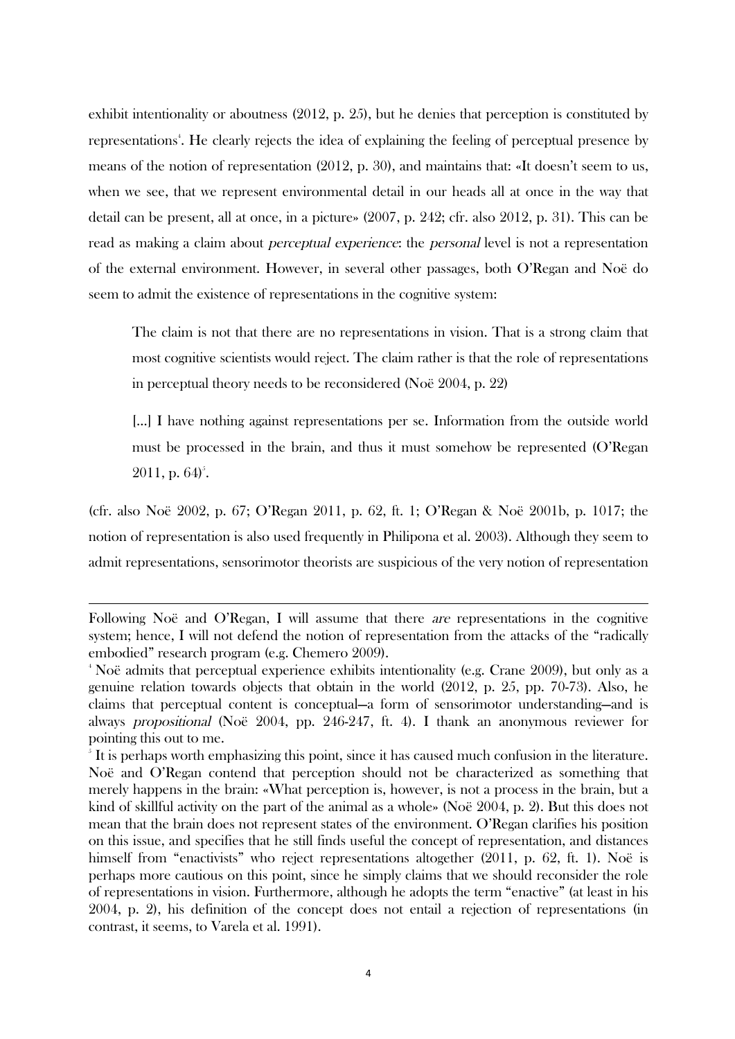exhibit intentionality or aboutness (2012, p. 25), but he denies that perception is constituted by representations[4]. He clearly rejects the idea of explaining the feeling of perceptual presence by means of the notion of representation (2012, p. 30), and maintains that: «It doesn't seem to us, when we see, that we represent environmental detail in our heads all at once in the way that detail can be present, all at once, in a picture» (2007, p. 242; cfr. also 2012, p. 31). This can be read as making a claim about *perceptual experience*: the *personal* level is not a representation of the external environment. However, in several other passages, both O'Regan and Noë do seem to admit the existence of representations in the cognitive system:

> The claim is not that there are no representations in vision. That is a strong claim that most cognitive scientists would reject. The claim rather is that the role of representations in perceptual theory needs to be reconsidered (Noë 2004, p. 22)

> [...] I have nothing against representations per se. Information from the outside world must be processed in the brain, and thus it must somehow be represented (O'Regan 2011, p. 64)[5].

(cfr. also Noë 2002, p. 67; O'Regan 2011, p. 62, ft. 1; O'Regan & Noë 2001b, p. 1017; the notion of representation is also used frequently in Philipona et al. 2003). Although they seem to admit representations, sensorimotor theorists are suspicious of the very notion of representation

---

Following Noë and O'Regan, I will assume that there *are* representations in the cognitive system; hence, I will not defend the notion of representation from the attacks of the "radically embodied" research program (e.g. Chemero 2009).

[4] Noë admits that perceptual experience exhibits intentionality (e.g. Crane 2009), but only as a genuine relation towards objects that obtain in the world (2012, p. 25, pp. 70-73). Also, he claims that perceptual content is conceptual—a form of sensorimotor understanding—and is always *propositional* (Noë 2004, pp. 246-247, ft. 4). I thank an anonymous reviewer for pointing this out to me.

[5] It is perhaps worth emphasizing this point, since it has caused much confusion in the literature. Noë and O'Regan contend that perception should not be characterized as something that merely happens in the brain: «What perception is, however, is not a process in the brain, but a kind of skillful activity on the part of the animal as a whole» (Noë 2004, p. 2). But this does not mean that the brain does not represent states of the environment. O'Regan clarifies his position on this issue, and specifies that he still finds useful the concept of representation, and distances himself from "enactivists" who reject representations altogether (2011, p. 62, ft. 1). Noë is perhaps more cautious on this point, since he simply claims that we should reconsider the role of representations in vision. Furthermore, although he adopts the term "enactive" (at least in his 2004, p. 2), his definition of the concept does not entail a rejection of representations (in contrast, it seems, to Varela et al. 1991).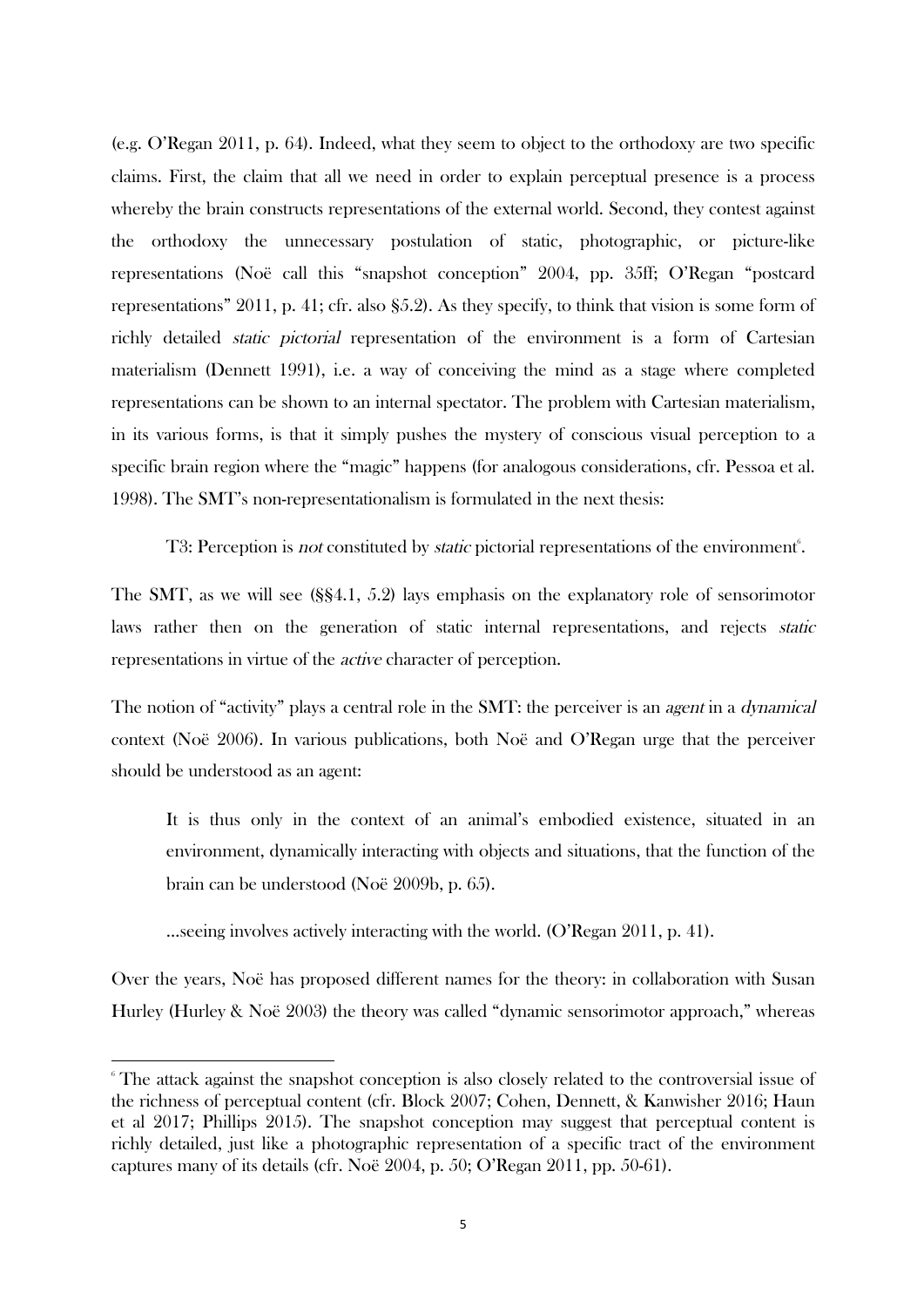(e.g. O'Regan 2011, p. 64). Indeed, what they seem to object to the orthodoxy are two specific claims. First, the claim that all we need in order to explain perceptual presence is a process whereby the brain constructs representations of the external world. Second, they contest against the orthodoxy the unnecessary postulation of static, photographic, or picture-like representations (Noë call this "snapshot conception" 2004, pp. 35ff; O'Regan "postcard representations" 2011, p. 41; cfr. also §5.2). As they specify, to think that vision is some form of richly detailed *static pictorial* representation of the environment is a form of Cartesian materialism (Dennett 1991), i.e. a way of conceiving the mind as a stage where completed representations can be shown to an internal spectator. The problem with Cartesian materialism, in its various forms, is that it simply pushes the mystery of conscious visual perception to a specific brain region where the "magic" happens (for analogous considerations, cfr. Pessoa et al. 1998). The SMT's non-representationalism is formulated in the next thesis:

> T3: Perception is *not* constituted by *static* pictorial representations of the environment[6].

The SMT, as we will see (§§4.1, 5.2) lays emphasis on the explanatory role of sensorimotor laws rather then on the generation of static internal representations, and rejects *static* representations in virtue of the *active* character of perception.

The notion of "activity" plays a central role in the SMT: the perceiver is an *agent* in a *dynamical* context (Noë 2006). In various publications, both Noë and O'Regan urge that the perceiver should be understood as an agent:

> It is thus only in the context of an animal's embodied existence, situated in an environment, dynamically interacting with objects and situations, that the function of the brain can be understood (Noë 2009b, p. 65).
>
> ...seeing involves actively interacting with the world. (O'Regan 2011, p. 41).

Over the years, Noë has proposed different names for the theory: in collaboration with Susan Hurley (Hurley & Noë 2003) the theory was called "dynamic sensorimotor approach," whereas

---

[6] The attack against the snapshot conception is also closely related to the controversial issue of the richness of perceptual content (cfr. Block 2007; Cohen, Dennett, & Kanwisher 2016; Haun et al 2017; Phillips 2015). The snapshot conception may suggest that perceptual content is richly detailed, just like a photographic representation of a specific tract of the environment captures many of its details (cfr. Noë 2004, p. 50; O'Regan 2011, pp. 50-61).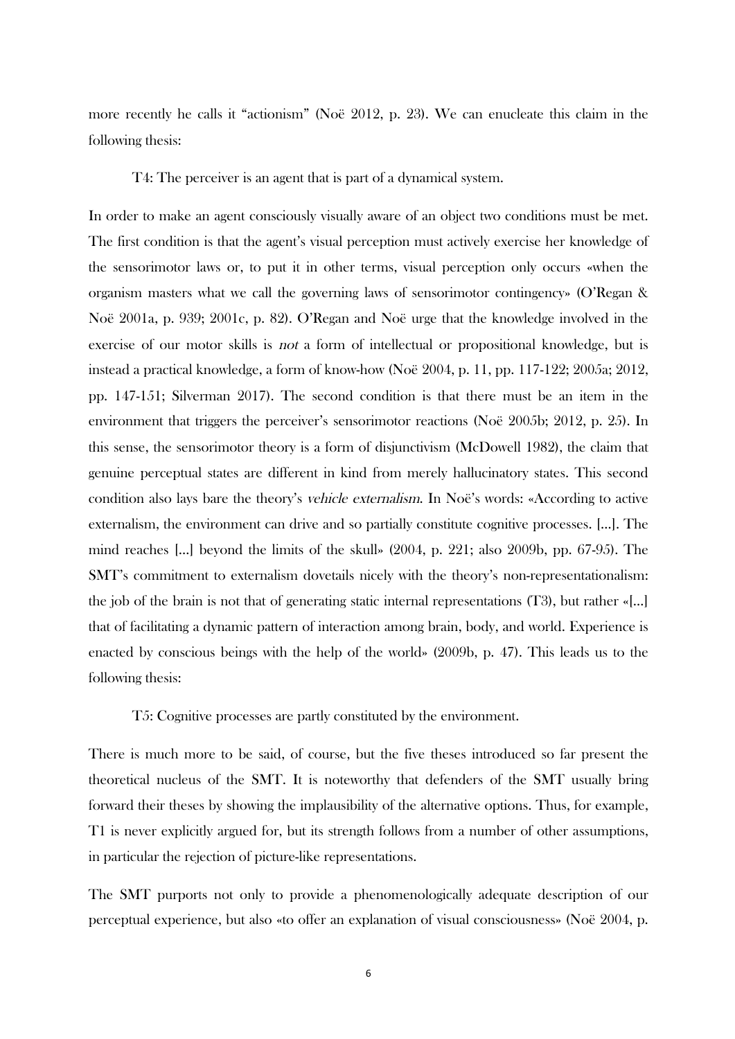more recently he calls it "actionism" (Noë 2012, p. 23). We can enucleate this claim in the following thesis:

T4: The perceiver is an agent that is part of a dynamical system.

In order to make an agent consciously visually aware of an object two conditions must be met. The first condition is that the agent's visual perception must actively exercise her knowledge of the sensorimotor laws or, to put it in other terms, visual perception only occurs «when the organism masters what we call the governing laws of sensorimotor contingency» (O'Regan & Noë 2001a, p. 939; 2001c, p. 82). O'Regan and Noë urge that the knowledge involved in the exercise of our motor skills is *not* a form of intellectual or propositional knowledge, but is instead a practical knowledge, a form of know-how (Noë 2004, p. 11, pp. 117-122; 2005a; 2012, pp. 147-151; Silverman 2017). The second condition is that there must be an item in the environment that triggers the perceiver's sensorimotor reactions (Noë 2005b; 2012, p. 25). In this sense, the sensorimotor theory is a form of disjunctivism (McDowell 1982), the claim that genuine perceptual states are different in kind from merely hallucinatory states. This second condition also lays bare the theory's *vehicle externalism*. In Noë's words: «According to active externalism, the environment can drive and so partially constitute cognitive processes. [...]. The mind reaches [...] beyond the limits of the skull» (2004, p. 221; also 2009b, pp. 67-95). The SMT's commitment to externalism dovetails nicely with the theory's non-representationalism: the job of the brain is not that of generating static internal representations (T3), but rather «[...] that of facilitating a dynamic pattern of interaction among brain, body, and world. Experience is enacted by conscious beings with the help of the world» (2009b, p. 47). This leads us to the following thesis:

T5: Cognitive processes are partly constituted by the environment.

There is much more to be said, of course, but the five theses introduced so far present the theoretical nucleus of the SMT. It is noteworthy that defenders of the SMT usually bring forward their theses by showing the implausibility of the alternative options. Thus, for example, T1 is never explicitly argued for, but its strength follows from a number of other assumptions, in particular the rejection of picture-like representations.

The SMT purports not only to provide a phenomenologically adequate description of our perceptual experience, but also «to offer an explanation of visual consciousness» (Noë 2004, p.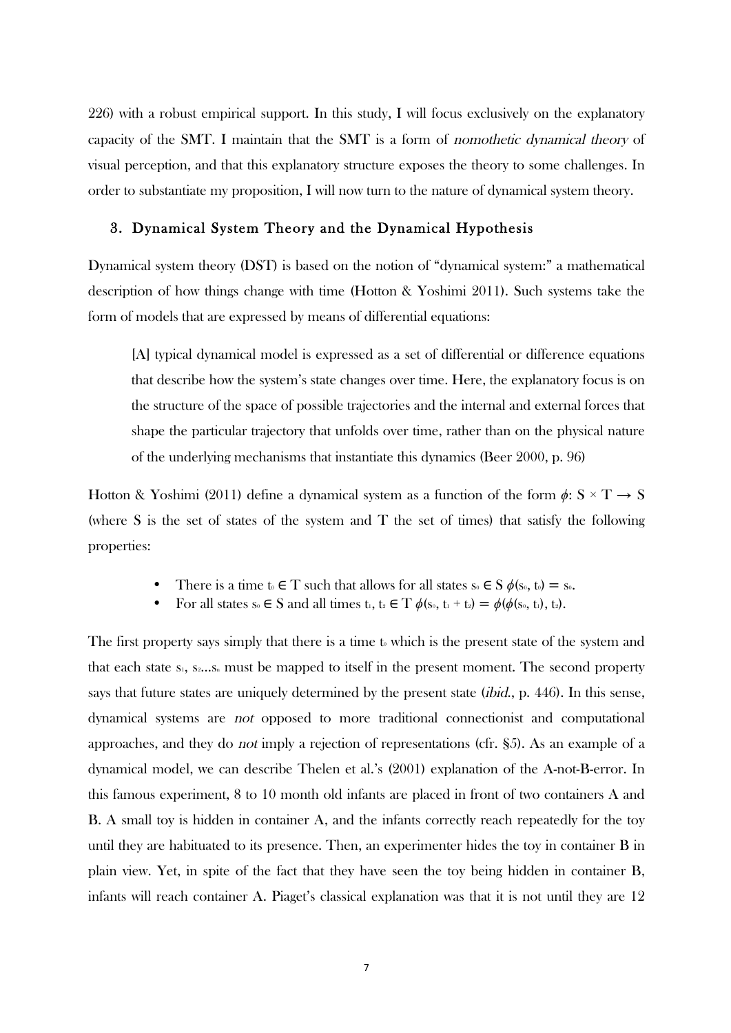226) with a robust empirical support. In this study, I will focus exclusively on the explanatory capacity of the SMT. I maintain that the SMT is a form of *nomothetic dynamical theory* of visual perception, and that this explanatory structure exposes the theory to some challenges. In order to substantiate my proposition, I will now turn to the nature of dynamical system theory.

## 3. Dynamical System Theory and the Dynamical Hypothesis

Dynamical system theory (DST) is based on the notion of "dynamical system:" a mathematical description of how things change with time (Hotton & Yoshimi 2011). Such systems take the form of models that are expressed by means of differential equations:

> [A] typical dynamical model is expressed as a set of differential or difference equations that describe how the system's state changes over time. Here, the explanatory focus is on the structure of the space of possible trajectories and the internal and external forces that shape the particular trajectory that unfolds over time, rather than on the physical nature of the underlying mechanisms that instantiate this dynamics (Beer 2000, p. 96)

Hotton & Yoshimi (2011) define a dynamical system as a function of the form $\phi$: $S \times T \rightarrow S$ (where S is the set of states of the system and T the set of times) that satisfy the following properties:

- There is a time $t_0 \in T$ such that allows for all states $s_0 \in S$ $\phi(s_0, t_0) = s_0$.
- For all states $s_0 \in S$ and all times $t_1, t_2 \in T$ $\phi(s_0, t_1 + t_2) = \phi(\phi(s_0, t_1), t_2)$.

The first property says simply that there is a time $t_0$ which is the present state of the system and that each state $s_1$, $s_2 \ldots s_n$ must be mapped to itself in the present moment. The second property says that future states are uniquely determined by the present state (*ibid.*, p. 446). In this sense, dynamical systems are *not* opposed to more traditional connectionist and computational approaches, and they do *not* imply a rejection of representations (cfr. §5). As an example of a dynamical model, we can describe Thelen et al.'s (2001) explanation of the A-not-B-error. In this famous experiment, 8 to 10 month old infants are placed in front of two containers A and B. A small toy is hidden in container A, and the infants correctly reach repeatedly for the toy until they are habituated to its presence. Then, an experimenter hides the toy in container B in plain view. Yet, in spite of the fact that they have seen the toy being hidden in container B, infants will reach container A. Piaget's classical explanation was that it is not until they are 12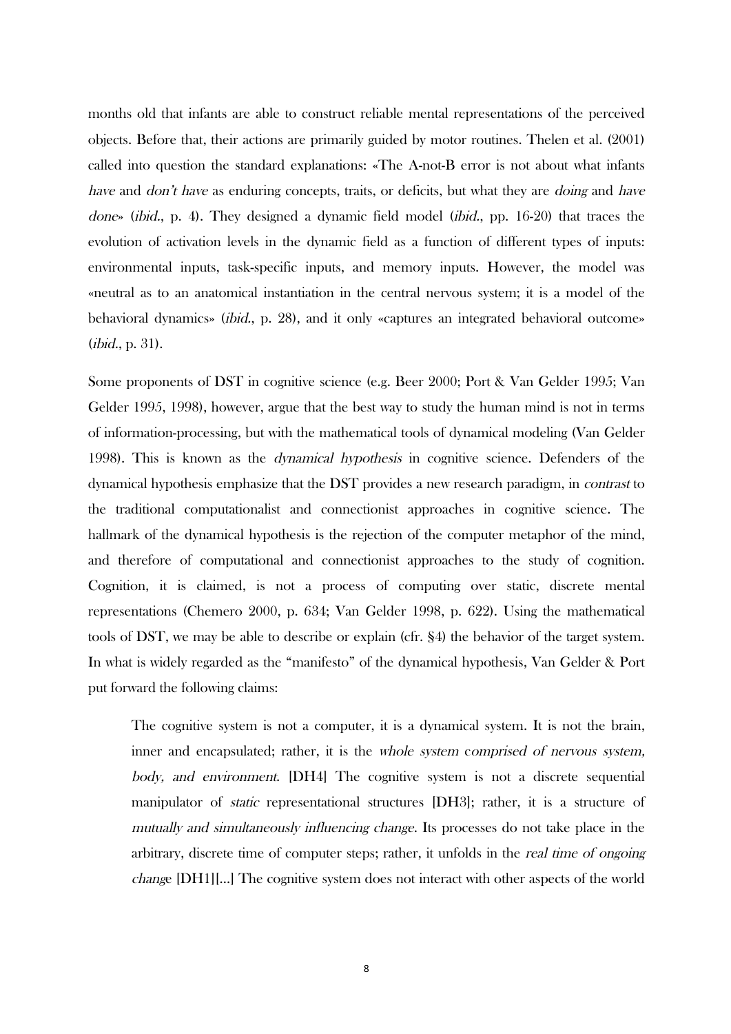months old that infants are able to construct reliable mental representations of the perceived objects. Before that, their actions are primarily guided by motor routines. Thelen et al. (2001) called into question the standard explanations: «The A-not-B error is not about what infants *have* and *don't have* as enduring concepts, traits, or deficits, but what they are *doing* and *have done*» (*ibid.*, p. 4). They designed a dynamic field model (*ibid.*, pp. 16-20) that traces the evolution of activation levels in the dynamic field as a function of different types of inputs: environmental inputs, task-specific inputs, and memory inputs. However, the model was «neutral as to an anatomical instantiation in the central nervous system; it is a model of the behavioral dynamics» (*ibid.*, p. 28), and it only «captures an integrated behavioral outcome» (*ibid.*, p. 31).

Some proponents of DST in cognitive science (e.g. Beer 2000; Port & Van Gelder 1995; Van Gelder 1995, 1998), however, argue that the best way to study the human mind is not in terms of information-processing, but with the mathematical tools of dynamical modeling (Van Gelder 1998). This is known as the *dynamical hypothesis* in cognitive science. Defenders of the dynamical hypothesis emphasize that the DST provides a new research paradigm, in *contrast* to the traditional computationalist and connectionist approaches in cognitive science. The hallmark of the dynamical hypothesis is the rejection of the computer metaphor of the mind, and therefore of computational and connectionist approaches to the study of cognition. Cognition, it is claimed, is not a process of computing over static, discrete mental representations (Chemero 2000, p. 634; Van Gelder 1998, p. 622). Using the mathematical tools of DST, we may be able to describe or explain (cfr. §4) the behavior of the target system. In what is widely regarded as the "manifesto" of the dynamical hypothesis, Van Gelder & Port put forward the following claims:

> The cognitive system is not a computer, it is a dynamical system. It is not the brain, inner and encapsulated; rather, it is the *whole system comprised of nervous system, body, and environment*. [DH4] The cognitive system is not a discrete sequential manipulator of *static* representational structures [DH3]; rather, it is a structure of *mutually and simultaneously influencing change*. Its processes do not take place in the arbitrary, discrete time of computer steps; rather, it unfolds in the *real time of ongoing change* [DH1][...] The cognitive system does not interact with other aspects of the world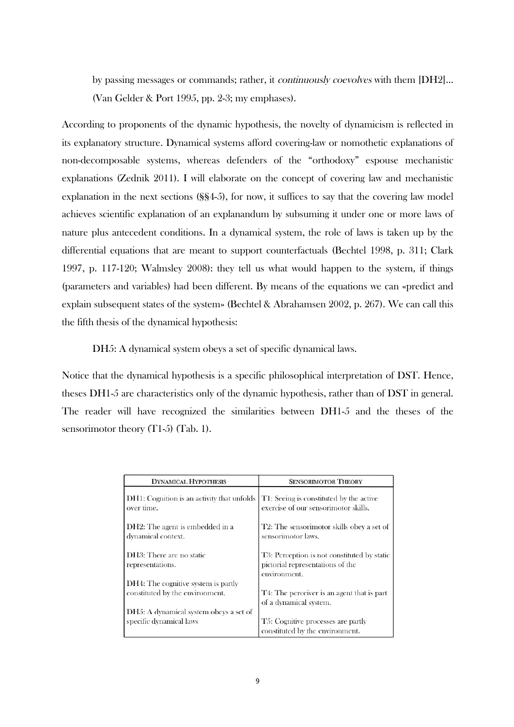by passing messages or commands; rather, it *continuously coevolves* with them [DH2]… (Van Gelder & Port 1995, pp. 2-3; my emphases).

According to proponents of the dynamic hypothesis, the novelty of dynamicism is reflected in its explanatory structure. Dynamical systems afford covering-law or nomothetic explanations of non-decomposable systems, whereas defenders of the "orthodoxy" espouse mechanistic explanations (Zednik 2011). I will elaborate on the concept of covering law and mechanistic explanation in the next sections (§§4-5), for now, it suffices to say that the covering law model achieves scientific explanation of an explanandum by subsuming it under one or more laws of nature plus antecedent conditions. In a dynamical system, the role of laws is taken up by the differential equations that are meant to support counterfactuals (Bechtel 1998, p. 311; Clark 1997, p. 117-120; Walmsley 2008): they tell us what would happen to the system, if things (parameters and variables) had been different. By means of the equations we can «predict and explain subsequent states of the system» (Bechtel & Abrahamsen 2002, p. 267). We can call this the fifth thesis of the dynamical hypothesis:

DH5: A dynamical system obeys a set of specific dynamical laws.

Notice that the dynamical hypothesis is a specific philosophical interpretation of DST. Hence, theses DH1-5 are characteristics only of the dynamic hypothesis, rather than of DST in general. The reader will have recognized the similarities between DH1-5 and the theses of the sensorimotor theory (T1-5) (Tab. 1).

| DYNAMICAL HYPOTHESIS | SENSORIMOTOR THEORY |
| --- | --- |
| DH1: Cognition is an activity that unfolds over time. | T1: Seeing is constituted by the active exercise of our sensorimotor skills. |
| DH2: The agent is embedded in a dynamical context. | T2: The sensorimotor skills obey a set of sensorimotor laws. |
| DH3: There are no static representations. | T3: Perception is not constituted by static pictorial representations of the environment. |
| DH4: The cognitive system is partly constituted by the environment. | T4: The perceiver is an agent that is part of a dynamical system. |
| DH5: A dynamical system obeys a set of specific dynamical laws | T5: Cognitive processes are partly constituted by the environment. |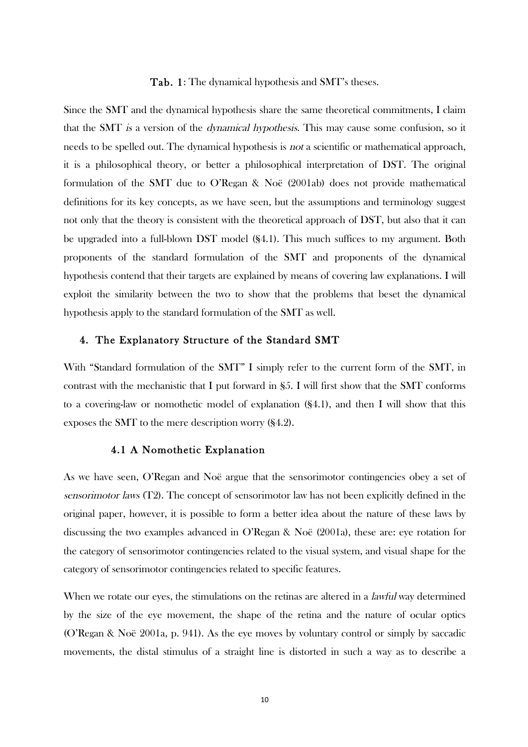**Tab. 1**: The dynamical hypothesis and SMT's theses.

Since the SMT and the dynamical hypothesis share the same theoretical commitments, I claim that the SMT *is* a version of the *dynamical hypothesis*. This may cause some confusion, so it needs to be spelled out. The dynamical hypothesis is *not* a scientific or mathematical approach, it is a philosophical theory, or better a philosophical interpretation of DST. The original formulation of the SMT due to O'Regan & Noë (2001ab) does not provide mathematical definitions for its key concepts, as we have seen, but the assumptions and terminology suggest not only that the theory is consistent with the theoretical approach of DST, but also that it can be upgraded into a full-blown DST model (§4.1). This much suffices to my argument. Both proponents of the standard formulation of the SMT and proponents of the dynamical hypothesis contend that their targets are explained by means of covering law explanations. I will exploit the similarity between the two to show that the problems that beset the dynamical hypothesis apply to the standard formulation of the SMT as well.

## 4. The Explanatory Structure of the Standard SMT

With "Standard formulation of the SMT" I simply refer to the current form of the SMT, in contrast with the mechanistic that I put forward in §5. I will first show that the SMT conforms to a covering-law or nomothetic model of explanation (§4.1), and then I will show that this exposes the SMT to the mere description worry (§4.2).

### 4.1 A Nomothetic Explanation

As we have seen, O'Regan and Noë argue that the sensorimotor contingencies obey a set of *sensorimotor laws* (T2). The concept of sensorimotor law has not been explicitly defined in the original paper, however, it is possible to form a better idea about the nature of these laws by discussing the two examples advanced in O'Regan & Noë (2001a), these are: eye rotation for the category of sensorimotor contingencies related to the visual system, and visual shape for the category of sensorimotor contingencies related to specific features.

When we rotate our eyes, the stimulations on the retinas are altered in a *lawful* way determined by the size of the eye movement, the shape of the retina and the nature of ocular optics (O'Regan & Noë 2001a, p. 941). As the eye moves by voluntary control or simply by saccadic movements, the distal stimulus of a straight line is distorted in such a way as to describe a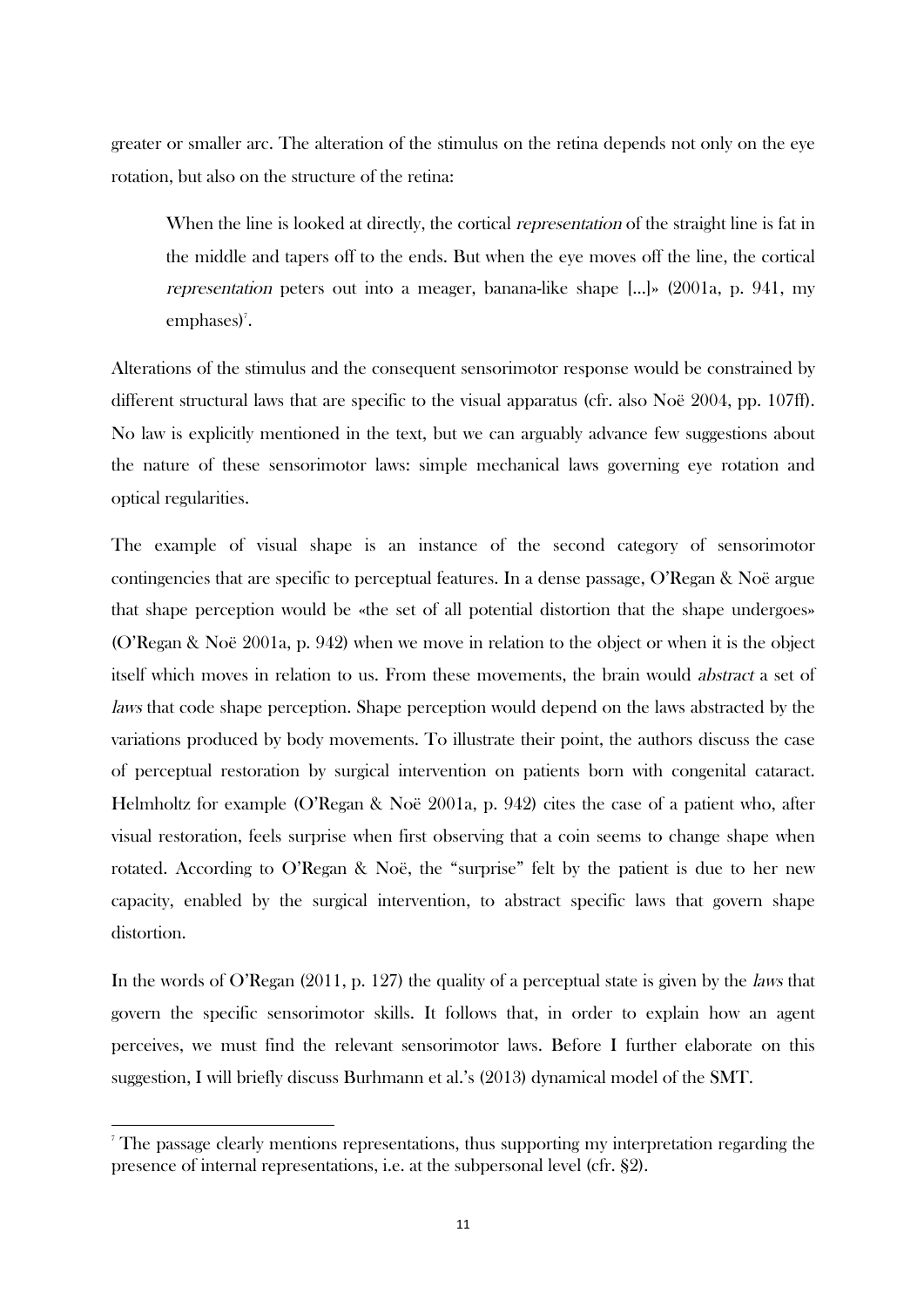greater or smaller arc. The alteration of the stimulus on the retina depends not only on the eye rotation, but also on the structure of the retina:

> When the line is looked at directly, the cortical *representation* of the straight line is fat in the middle and tapers off to the ends. But when the eye moves off the line, the cortical *representation* peters out into a meager, banana-like shape [...]» (2001a, p. 941, my emphases)[7].

Alterations of the stimulus and the consequent sensorimotor response would be constrained by different structural laws that are specific to the visual apparatus (cfr. also Noë 2004, pp. 107ff). No law is explicitly mentioned in the text, but we can arguably advance few suggestions about the nature of these sensorimotor laws: simple mechanical laws governing eye rotation and optical regularities.

The example of visual shape is an instance of the second category of sensorimotor contingencies that are specific to perceptual features. In a dense passage, O'Regan & Noë argue that shape perception would be «the set of all potential distortion that the shape undergoes» (O'Regan & Noë 2001a, p. 942) when we move in relation to the object or when it is the object itself which moves in relation to us. From these movements, the brain would *abstract* a set of *laws* that code shape perception. Shape perception would depend on the laws abstracted by the variations produced by body movements. To illustrate their point, the authors discuss the case of perceptual restoration by surgical intervention on patients born with congenital cataract. Helmholtz for example (O'Regan & Noë 2001a, p. 942) cites the case of a patient who, after visual restoration, feels surprise when first observing that a coin seems to change shape when rotated. According to O'Regan & Noë, the "surprise" felt by the patient is due to her new capacity, enabled by the surgical intervention, to abstract specific laws that govern shape distortion.

In the words of O'Regan (2011, p. 127) the quality of a perceptual state is given by the *laws* that govern the specific sensorimotor skills. It follows that, in order to explain how an agent perceives, we must find the relevant sensorimotor laws. Before I further elaborate on this suggestion, I will briefly discuss Burhmann et al.'s (2013) dynamical model of the SMT.

---

[7] The passage clearly mentions representations, thus supporting my interpretation regarding the presence of internal representations, i.e. at the subpersonal level (cfr. §2).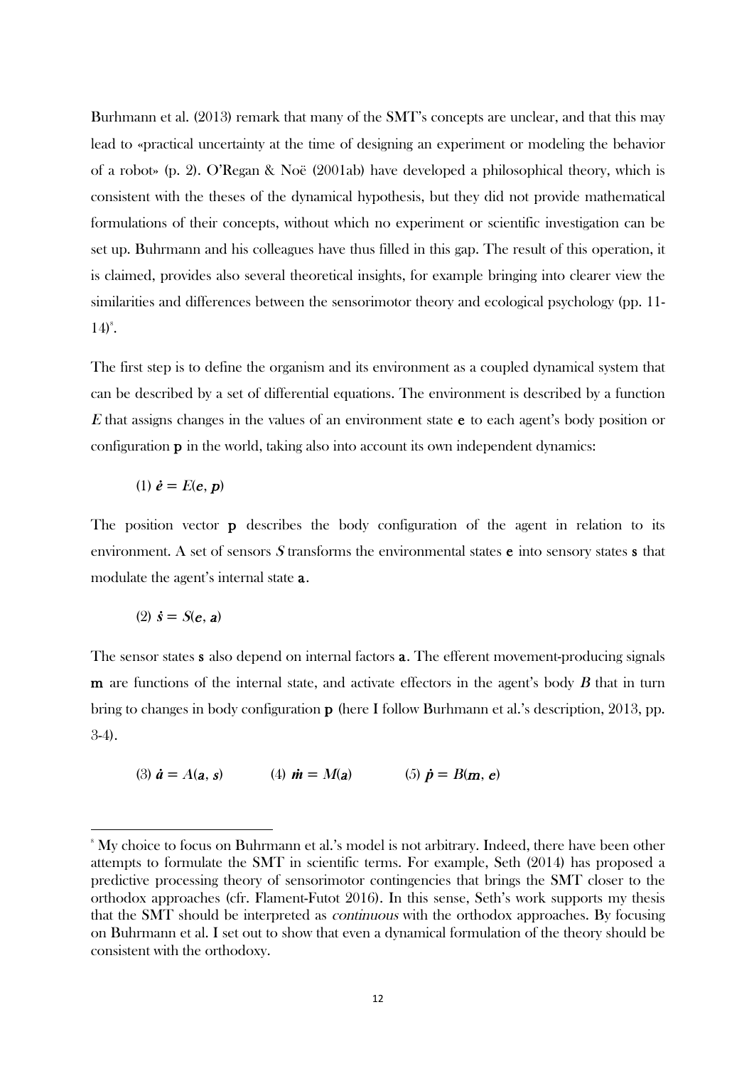Burhmann et al. (2013) remark that many of the SMT's concepts are unclear, and that this may lead to «practical uncertainty at the time of designing an experiment or modeling the behavior of a robot» (p. 2). O'Regan & Noë (2001ab) have developed a philosophical theory, which is consistent with the theses of the dynamical hypothesis, but they did not provide mathematical formulations of their concepts, without which no experiment or scientific investigation can be set up. Buhrmann and his colleagues have thus filled in this gap. The result of this operation, it is claimed, provides also several theoretical insights, for example bringing into clearer view the similarities and differences between the sensorimotor theory and ecological psychology (pp. 11-14)[8].

The first step is to define the organism and its environment as a coupled dynamical system that can be described by a set of differential equations. The environment is described by a function $E$ that assigns changes in the values of an environment state $\mathbf{e}$ to each agent's body position or configuration $\mathbf{p}$ in the world, taking also into account its own independent dynamics:

$$(1)\ \dot{\boldsymbol{e}} = E(\boldsymbol{e}, \boldsymbol{p})$$

The position vector $\mathbf{p}$ describes the body configuration of the agent in relation to its environment. A set of sensors $S$ transforms the environmental states $\mathbf{e}$ into sensory states $\mathbf{s}$ that modulate the agent's internal state $\mathbf{a}$.

$$(2)\ \dot{\boldsymbol{s}} = S(\boldsymbol{e}, \boldsymbol{a})$$

The sensor states $\mathbf{s}$ also depend on internal factors $\mathbf{a}$. The efferent movement-producing signals $\mathbf{m}$ are functions of the internal state, and activate effectors in the agent's body $B$ that in turn bring to changes in body configuration $\mathbf{p}$ (here I follow Burhmann et al.'s description, 2013, pp. 3-4).

$$(3)\ \dot{\boldsymbol{a}} = A(\boldsymbol{a}, \boldsymbol{s}) \qquad (4)\ \dot{\boldsymbol{m}} = M(\boldsymbol{a}) \qquad (5)\ \dot{\boldsymbol{p}} = B(\boldsymbol{m}, \boldsymbol{e})$$

---

[8] My choice to focus on Buhrmann et al.'s model is not arbitrary. Indeed, there have been other attempts to formulate the SMT in scientific terms. For example, Seth (2014) has proposed a predictive processing theory of sensorimotor contingencies that brings the SMT closer to the orthodox approaches (cfr. Flament-Futot 2016). In this sense, Seth's work supports my thesis that the SMT should be interpreted as *continuous* with the orthodox approaches. By focusing on Buhrmann et al. I set out to show that even a dynamical formulation of the theory should be consistent with the orthodoxy.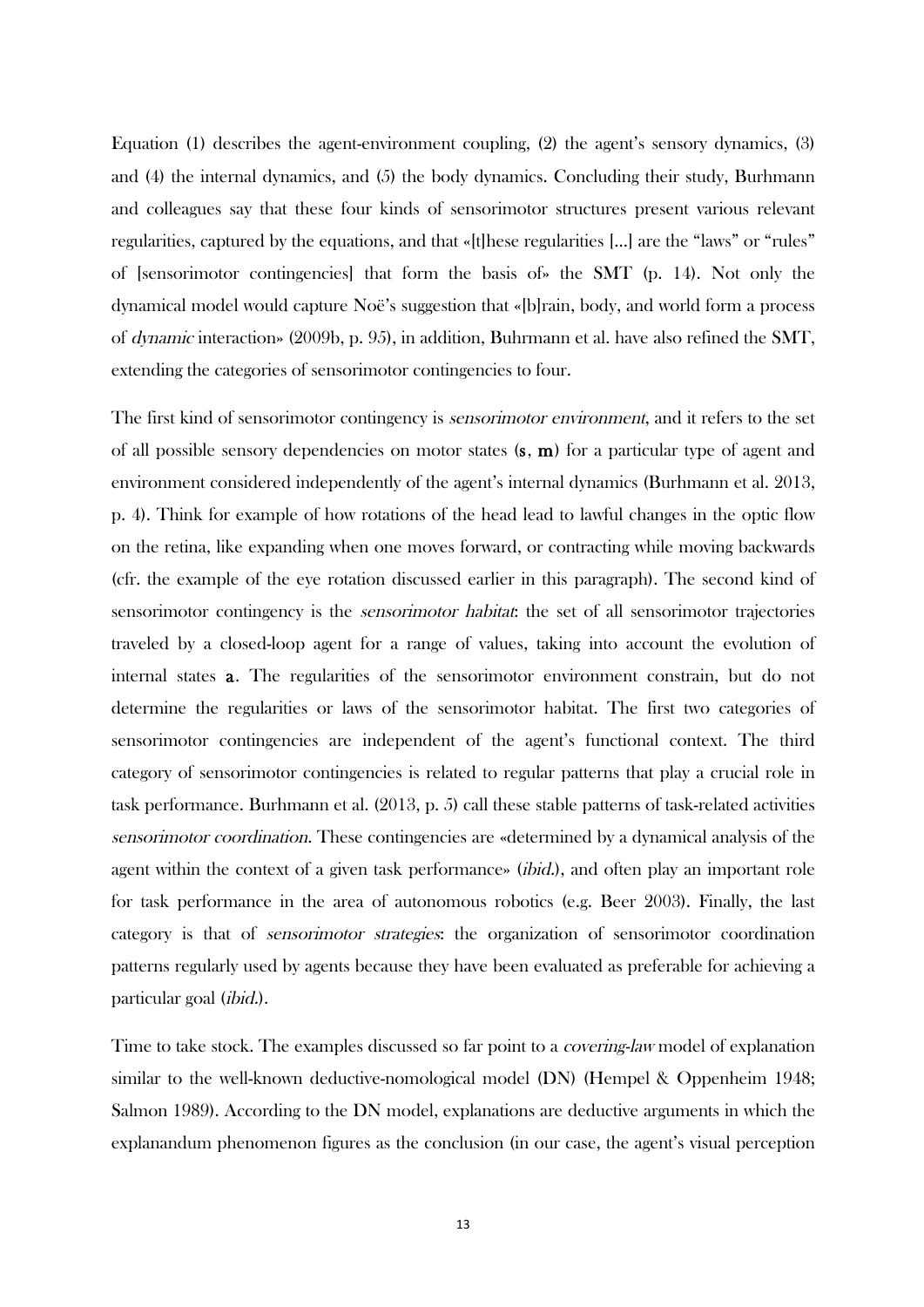Equation (1) describes the agent-environment coupling, (2) the agent's sensory dynamics, (3) and (4) the internal dynamics, and (5) the body dynamics. Concluding their study, Burhmann and colleagues say that these four kinds of sensorimotor structures present various relevant regularities, captured by the equations, and that «[t]hese regularities […] are the "laws" or "rules" of [sensorimotor contingencies] that form the basis of» the SMT (p. 14). Not only the dynamical model would capture Noë's suggestion that «[b]rain, body, and world form a process of *dynamic* interaction» (2009b, p. 95), in addition, Buhrmann et al. have also refined the SMT, extending the categories of sensorimotor contingencies to four.

The first kind of sensorimotor contingency is *sensorimotor environment*, and it refers to the set of all possible sensory dependencies on motor states ($\mathbf{s}$, $\mathbf{m}$) for a particular type of agent and environment considered independently of the agent's internal dynamics (Burhmann et al. 2013, p. 4). Think for example of how rotations of the head lead to lawful changes in the optic flow on the retina, like expanding when one moves forward, or contracting while moving backwards (cfr. the example of the eye rotation discussed earlier in this paragraph). The second kind of sensorimotor contingency is the *sensorimotor habitat*: the set of all sensorimotor trajectories traveled by a closed-loop agent for a range of values, taking into account the evolution of internal states $\mathbf{a}$. The regularities of the sensorimotor environment constrain, but do not determine the regularities or laws of the sensorimotor habitat. The first two categories of sensorimotor contingencies are independent of the agent's functional context. The third category of sensorimotor contingencies is related to regular patterns that play a crucial role in task performance. Burhmann et al. (2013, p. 5) call these stable patterns of task-related activities *sensorimotor coordination*. These contingencies are «determined by a dynamical analysis of the agent within the context of a given task performance» (*ibid.*), and often play an important role for task performance in the area of autonomous robotics (e.g. Beer 2003). Finally, the last category is that of *sensorimotor strategies*: the organization of sensorimotor coordination patterns regularly used by agents because they have been evaluated as preferable for achieving a particular goal (*ibid.*).

Time to take stock. The examples discussed so far point to a *covering-law* model of explanation similar to the well-known deductive-nomological model (DN) (Hempel & Oppenheim 1948; Salmon 1989). According to the DN model, explanations are deductive arguments in which the explanandum phenomenon figures as the conclusion (in our case, the agent's visual perception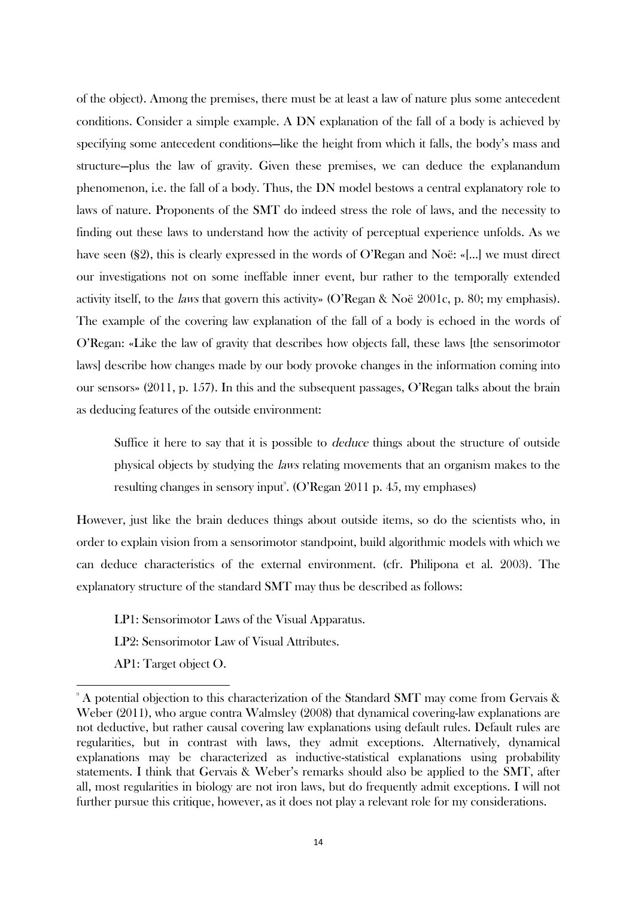of the object). Among the premises, there must be at least a law of nature plus some antecedent conditions. Consider a simple example. A DN explanation of the fall of a body is achieved by specifying some antecedent conditions—like the height from which it falls, the body's mass and structure—plus the law of gravity. Given these premises, we can deduce the explanandum phenomenon, i.e. the fall of a body. Thus, the DN model bestows a central explanatory role to laws of nature. Proponents of the SMT do indeed stress the role of laws, and the necessity to finding out these laws to understand how the activity of perceptual experience unfolds. As we have seen (§2), this is clearly expressed in the words of O'Regan and Noë: «[...] we must direct our investigations not on some ineffable inner event, bur rather to the temporally extended activity itself, to the *laws* that govern this activity» (O'Regan & Noë 2001c, p. 80; my emphasis). The example of the covering law explanation of the fall of a body is echoed in the words of O'Regan: «Like the law of gravity that describes how objects fall, these laws [the sensorimotor laws] describe how changes made by our body provoke changes in the information coming into our sensors» (2011, p. 157). In this and the subsequent passages, O'Regan talks about the brain as deducing features of the outside environment:

> Suffice it here to say that it is possible to *deduce* things about the structure of outside physical objects by studying the *laws* relating movements that an organism makes to the resulting changes in sensory input[9]. (O'Regan 2011 p. 45, my emphases)

However, just like the brain deduces things about outside items, so do the scientists who, in order to explain vision from a sensorimotor standpoint, build algorithmic models with which we can deduce characteristics of the external environment. (cfr. Philipona et al. 2003). The explanatory structure of the standard SMT may thus be described as follows:

LP1: Sensorimotor Laws of the Visual Apparatus.

LP2: Sensorimotor Law of Visual Attributes.

AP1: Target object O.

---

[9] A potential objection to this characterization of the Standard SMT may come from Gervais & Weber (2011), who argue contra Walmsley (2008) that dynamical covering-law explanations are not deductive, but rather causal covering law explanations using default rules. Default rules are regularities, but in contrast with laws, they admit exceptions. Alternatively, dynamical explanations may be characterized as inductive-statistical explanations using probability statements. I think that Gervais & Weber's remarks should also be applied to the SMT, after all, most regularities in biology are not iron laws, but do frequently admit exceptions. I will not further pursue this critique, however, as it does not play a relevant role for my considerations.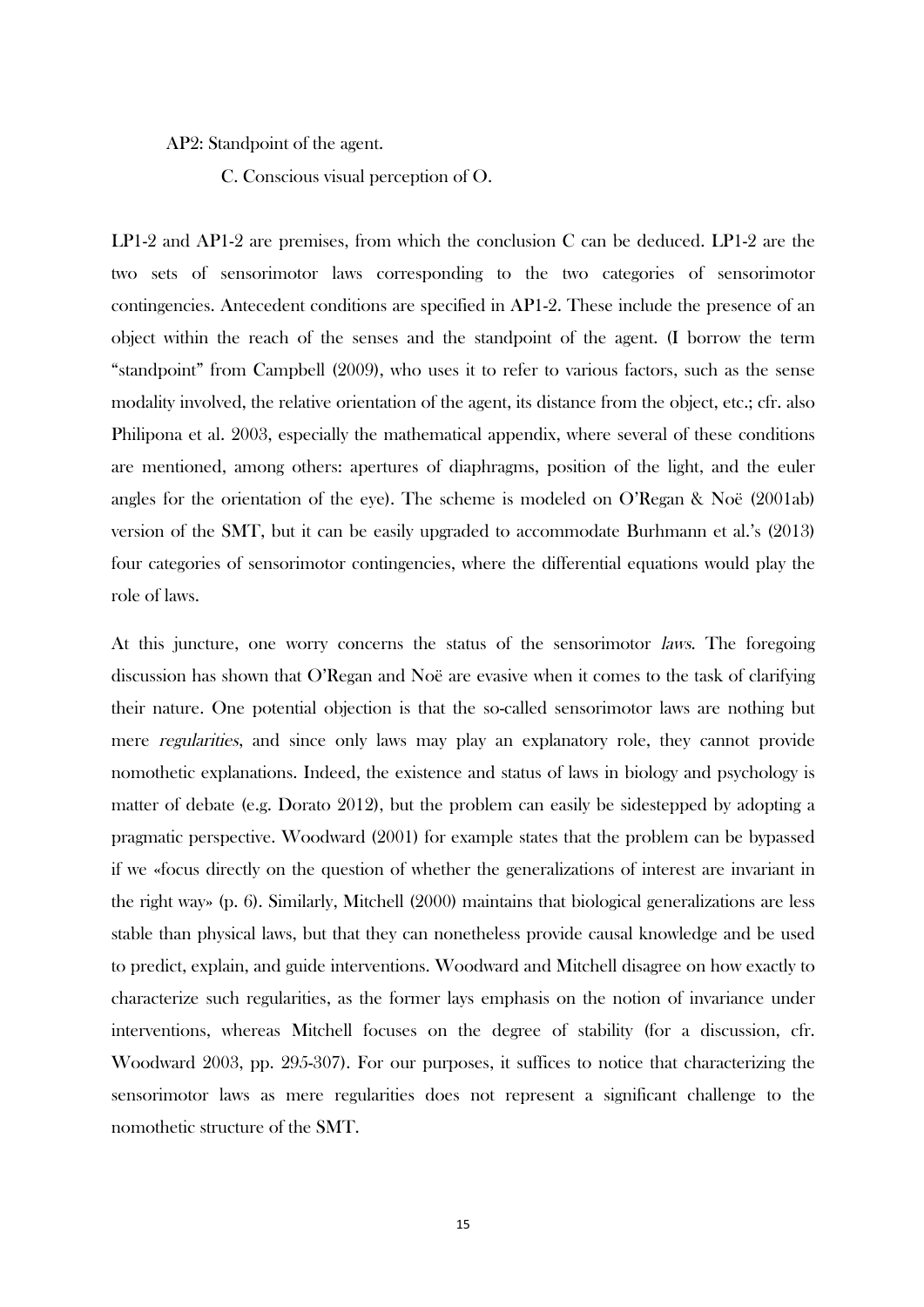AP2: Standpoint of the agent.

C. Conscious visual perception of O.

LP1-2 and AP1-2 are premises, from which the conclusion C can be deduced. LP1-2 are the two sets of sensorimotor laws corresponding to the two categories of sensorimotor contingencies. Antecedent conditions are specified in AP1-2. These include the presence of an object within the reach of the senses and the standpoint of the agent. (I borrow the term "standpoint" from Campbell (2009), who uses it to refer to various factors, such as the sense modality involved, the relative orientation of the agent, its distance from the object, etc.; cfr. also Philipona et al. 2003, especially the mathematical appendix, where several of these conditions are mentioned, among others: apertures of diaphragms, position of the light, and the euler angles for the orientation of the eye). The scheme is modeled on O'Regan & Noë (2001ab) version of the SMT, but it can be easily upgraded to accommodate Burhmann et al.'s (2013) four categories of sensorimotor contingencies, where the differential equations would play the role of laws.

At this juncture, one worry concerns the status of the sensorimotor *laws*. The foregoing discussion has shown that O'Regan and Noë are evasive when it comes to the task of clarifying their nature. One potential objection is that the so-called sensorimotor laws are nothing but mere *regularities*, and since only laws may play an explanatory role, they cannot provide nomothetic explanations. Indeed, the existence and status of laws in biology and psychology is matter of debate (e.g. Dorato 2012), but the problem can easily be sidestepped by adopting a pragmatic perspective. Woodward (2001) for example states that the problem can be bypassed if we «focus directly on the question of whether the generalizations of interest are invariant in the right way» (p. 6). Similarly, Mitchell (2000) maintains that biological generalizations are less stable than physical laws, but that they can nonetheless provide causal knowledge and be used to predict, explain, and guide interventions. Woodward and Mitchell disagree on how exactly to characterize such regularities, as the former lays emphasis on the notion of invariance under interventions, whereas Mitchell focuses on the degree of stability (for a discussion, cfr. Woodward 2003, pp. 295-307). For our purposes, it suffices to notice that characterizing the sensorimotor laws as mere regularities does not represent a significant challenge to the nomothetic structure of the SMT.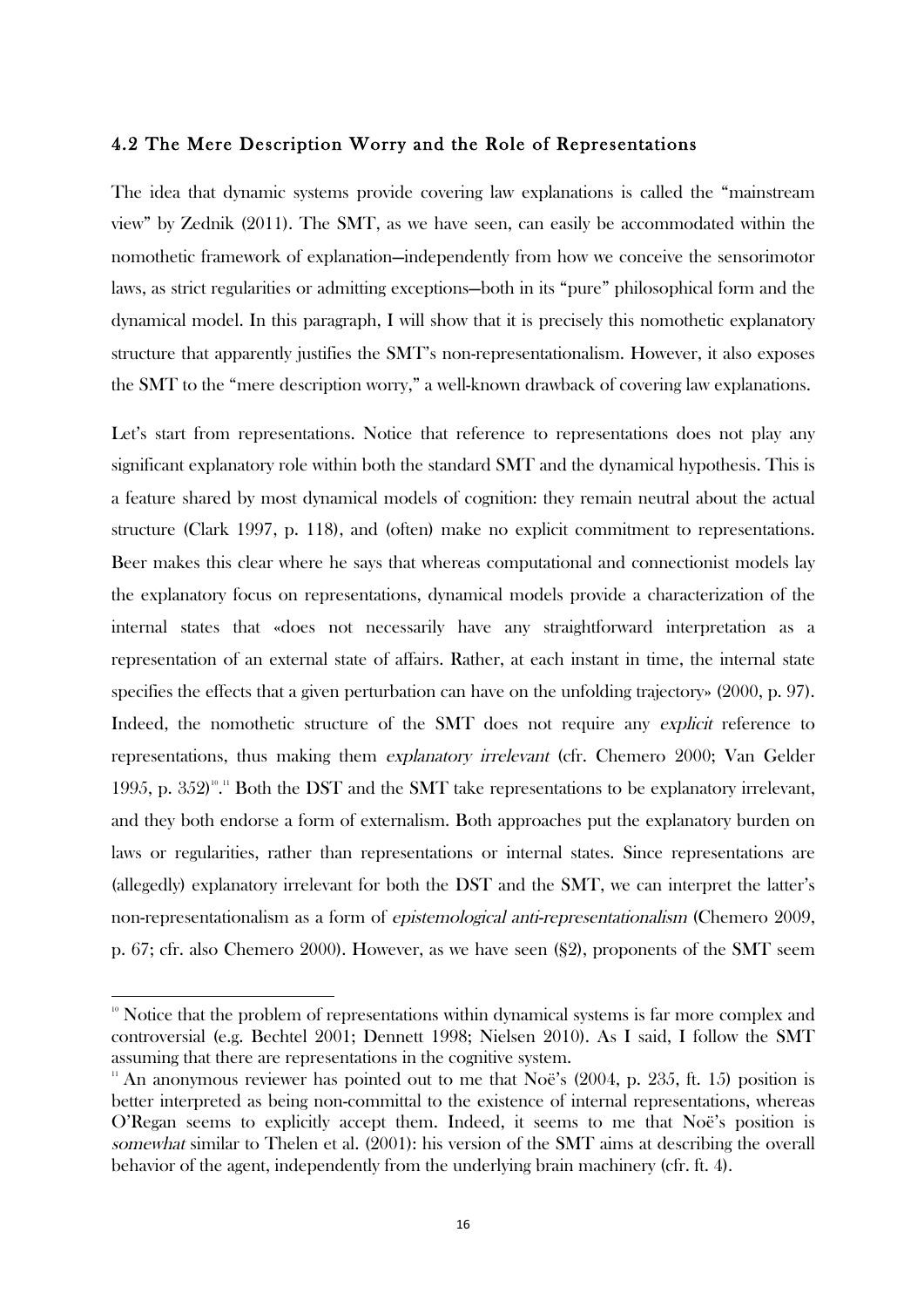### 4.2 The Mere Description Worry and the Role of Representations

The idea that dynamic systems provide covering law explanations is called the "mainstream view" by Zednik (2011). The SMT, as we have seen, can easily be accommodated within the nomothetic framework of explanation—independently from how we conceive the sensorimotor laws, as strict regularities or admitting exceptions—both in its "pure" philosophical form and the dynamical model. In this paragraph, I will show that it is precisely this nomothetic explanatory structure that apparently justifies the SMT's non-representationalism. However, it also exposes the SMT to the "mere description worry," a well-known drawback of covering law explanations.

Let's start from representations. Notice that reference to representations does not play any significant explanatory role within both the standard SMT and the dynamical hypothesis. This is a feature shared by most dynamical models of cognition: they remain neutral about the actual structure (Clark 1997, p. 118), and (often) make no explicit commitment to representations. Beer makes this clear where he says that whereas computational and connectionist models lay the explanatory focus on representations, dynamical models provide a characterization of the internal states that «does not necessarily have any straightforward interpretation as a representation of an external state of affairs. Rather, at each instant in time, the internal state specifies the effects that a given perturbation can have on the unfolding trajectory» (2000, p. 97). Indeed, the nomothetic structure of the SMT does not require any *explicit* reference to representations, thus making them *explanatory irrelevant* (cfr. Chemero 2000; Van Gelder 1995, p. 352)[10].[11] Both the DST and the SMT take representations to be explanatory irrelevant, and they both endorse a form of externalism. Both approaches put the explanatory burden on laws or regularities, rather than representations or internal states. Since representations are (allegedly) explanatory irrelevant for both the DST and the SMT, we can interpret the latter's non-representationalism as a form of *epistemological anti-representationalism* (Chemero 2009, p. 67; cfr. also Chemero 2000). However, as we have seen (§2), proponents of the SMT seem

---

[10] Notice that the problem of representations within dynamical systems is far more complex and controversial (e.g. Bechtel 2001; Dennett 1998; Nielsen 2010). As I said, I follow the SMT assuming that there are representations in the cognitive system.

[11] An anonymous reviewer has pointed out to me that Noë's (2004, p. 235, ft. 15) position is better interpreted as being non-committal to the existence of internal representations, whereas O'Regan seems to explicitly accept them. Indeed, it seems to me that Noë's position is *somewhat* similar to Thelen et al. (2001): his version of the SMT aims at describing the overall behavior of the agent, independently from the underlying brain machinery (cfr. ft. 4).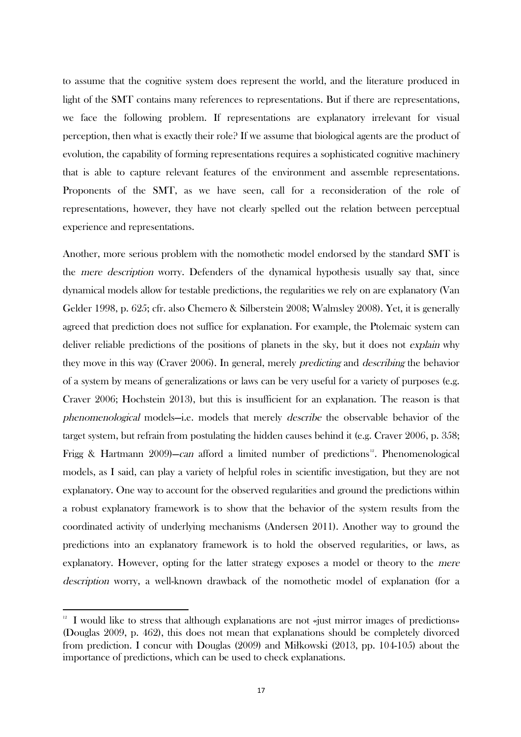to assume that the cognitive system does represent the world, and the literature produced in light of the SMT contains many references to representations. But if there are representations, we face the following problem. If representations are explanatory irrelevant for visual perception, then what is exactly their role? If we assume that biological agents are the product of evolution, the capability of forming representations requires a sophisticated cognitive machinery that is able to capture relevant features of the environment and assemble representations. Proponents of the SMT, as we have seen, call for a reconsideration of the role of representations, however, they have not clearly spelled out the relation between perceptual experience and representations.

Another, more serious problem with the nomothetic model endorsed by the standard SMT is the *mere description* worry. Defenders of the dynamical hypothesis usually say that, since dynamical models allow for testable predictions, the regularities we rely on are explanatory (Van Gelder 1998, p. 625; cfr. also Chemero & Silberstein 2008; Walmsley 2008). Yet, it is generally agreed that prediction does not suffice for explanation. For example, the Ptolemaic system can deliver reliable predictions of the positions of planets in the sky, but it does not *explain* why they move in this way (Craver 2006). In general, merely *predicting* and *describing* the behavior of a system by means of generalizations or laws can be very useful for a variety of purposes (e.g. Craver 2006; Hochstein 2013), but this is insufficient for an explanation. The reason is that *phenomenological* models—i.e. models that merely *describe* the observable behavior of the target system, but refrain from postulating the hidden causes behind it (e.g. Craver 2006, p. 358; Frigg & Hartmann 2009)—*can* afford a limited number of predictions[12]. Phenomenological models, as I said, can play a variety of helpful roles in scientific investigation, but they are not explanatory. One way to account for the observed regularities and ground the predictions within a robust explanatory framework is to show that the behavior of the system results from the coordinated activity of underlying mechanisms (Andersen 2011). Another way to ground the predictions into an explanatory framework is to hold the observed regularities, or laws, as explanatory. However, opting for the latter strategy exposes a model or theory to the *mere description* worry, a well-known drawback of the nomothetic model of explanation (for a

---

[12] I would like to stress that although explanations are not «just mirror images of predictions» (Douglas 2009, p. 462), this does not mean that explanations should be completely divorced from prediction. I concur with Douglas (2009) and Miłkowski (2013, pp. 104-105) about the importance of predictions, which can be used to check explanations.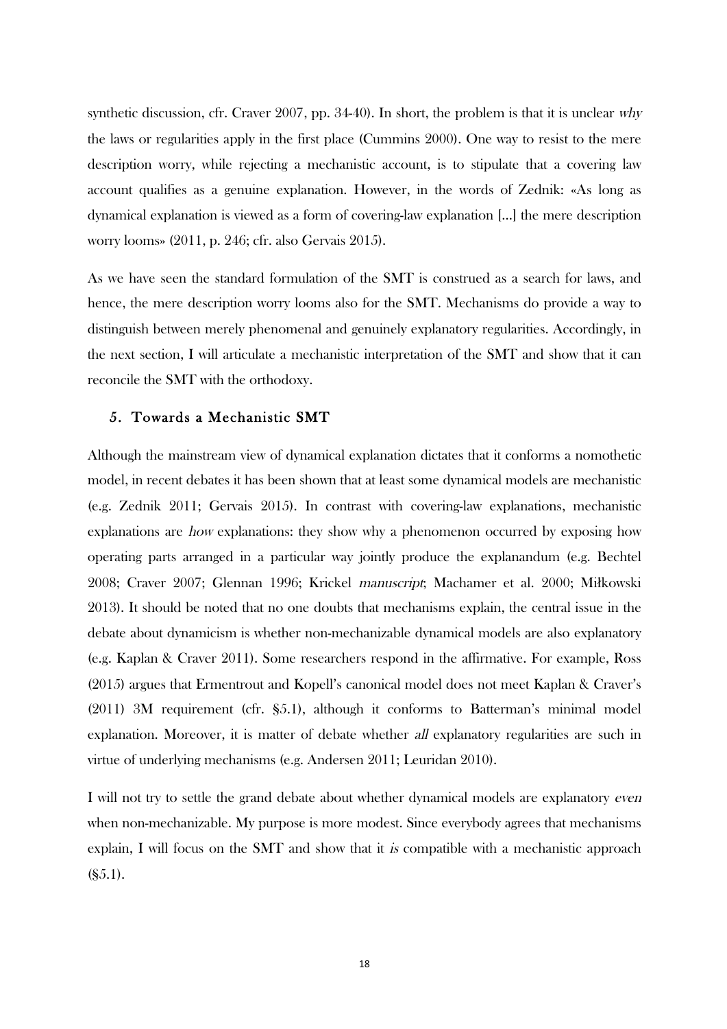synthetic discussion, cfr. Craver 2007, pp. 34-40). In short, the problem is that it is unclear *why* the laws or regularities apply in the first place (Cummins 2000). One way to resist to the mere description worry, while rejecting a mechanistic account, is to stipulate that a covering law account qualifies as a genuine explanation. However, in the words of Zednik: «As long as dynamical explanation is viewed as a form of covering-law explanation […] the mere description worry looms» (2011, p. 246; cfr. also Gervais 2015).

As we have seen the standard formulation of the SMT is construed as a search for laws, and hence, the mere description worry looms also for the SMT. Mechanisms do provide a way to distinguish between merely phenomenal and genuinely explanatory regularities. Accordingly, in the next section, I will articulate a mechanistic interpretation of the SMT and show that it can reconcile the SMT with the orthodoxy.

## 5. Towards a Mechanistic SMT

Although the mainstream view of dynamical explanation dictates that it conforms a nomothetic model, in recent debates it has been shown that at least some dynamical models are mechanistic (e.g. Zednik 2011; Gervais 2015). In contrast with covering-law explanations, mechanistic explanations are *how* explanations: they show why a phenomenon occurred by exposing how operating parts arranged in a particular way jointly produce the explanandum (e.g. Bechtel 2008; Craver 2007; Glennan 1996; Krickel *manuscript*; Machamer et al. 2000; Miłkowski 2013). It should be noted that no one doubts that mechanisms explain, the central issue in the debate about dynamicism is whether non-mechanizable dynamical models are also explanatory (e.g. Kaplan & Craver 2011). Some researchers respond in the affirmative. For example, Ross (2015) argues that Ermentrout and Kopell's canonical model does not meet Kaplan & Craver's (2011) 3M requirement (cfr. §5.1), although it conforms to Batterman's minimal model explanation. Moreover, it is matter of debate whether *all* explanatory regularities are such in virtue of underlying mechanisms (e.g. Andersen 2011; Leuridan 2010).

I will not try to settle the grand debate about whether dynamical models are explanatory *even* when non-mechanizable. My purpose is more modest. Since everybody agrees that mechanisms explain, I will focus on the SMT and show that it *is* compatible with a mechanistic approach (§5.1).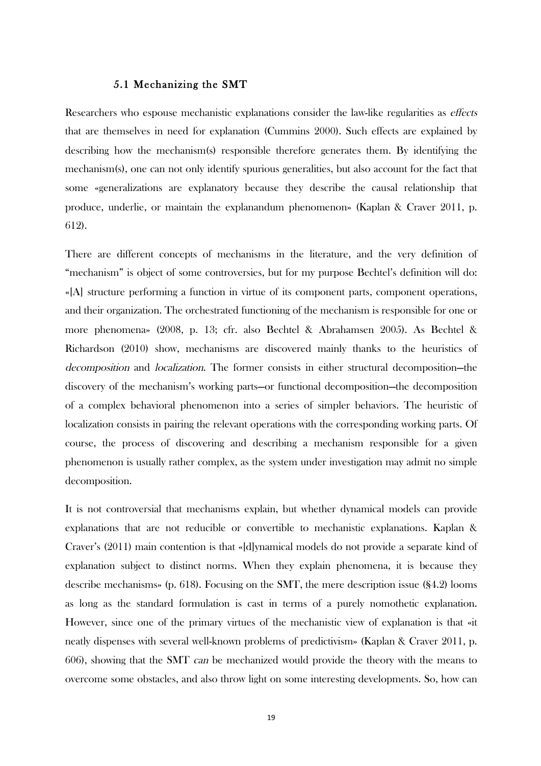### 5.1 Mechanizing the SMT

Researchers who espouse mechanistic explanations consider the law-like regularities as *effects* that are themselves in need for explanation (Cummins 2000). Such effects are explained by describing how the mechanism(s) responsible therefore generates them. By identifying the mechanism(s), one can not only identify spurious generalities, but also account for the fact that some «generalizations are explanatory because they describe the causal relationship that produce, underlie, or maintain the explanandum phenomenon» (Kaplan & Craver 2011, p. 612).

There are different concepts of mechanisms in the literature, and the very definition of "mechanism" is object of some controversies, but for my purpose Bechtel's definition will do: «[A] structure performing a function in virtue of its component parts, component operations, and their organization. The orchestrated functioning of the mechanism is responsible for one or more phenomena» (2008, p. 13; cfr. also Bechtel & Abrahamsen 2005). As Bechtel & Richardson (2010) show, mechanisms are discovered mainly thanks to the heuristics of *decomposition* and *localization*. The former consists in either structural decomposition—the discovery of the mechanism's working parts—or functional decomposition—the decomposition of a complex behavioral phenomenon into a series of simpler behaviors. The heuristic of localization consists in pairing the relevant operations with the corresponding working parts. Of course, the process of discovering and describing a mechanism responsible for a given phenomenon is usually rather complex, as the system under investigation may admit no simple decomposition.

It is not controversial that mechanisms explain, but whether dynamical models can provide explanations that are not reducible or convertible to mechanistic explanations. Kaplan & Craver's (2011) main contention is that «[d]ynamical models do not provide a separate kind of explanation subject to distinct norms. When they explain phenomena, it is because they describe mechanisms» (p. 618). Focusing on the SMT, the mere description issue (§4.2) looms as long as the standard formulation is cast in terms of a purely nomothetic explanation. However, since one of the primary virtues of the mechanistic view of explanation is that «it neatly dispenses with several well-known problems of predictivism» (Kaplan & Craver 2011, p. 606), showing that the SMT *can* be mechanized would provide the theory with the means to overcome some obstacles, and also throw light on some interesting developments. So, how can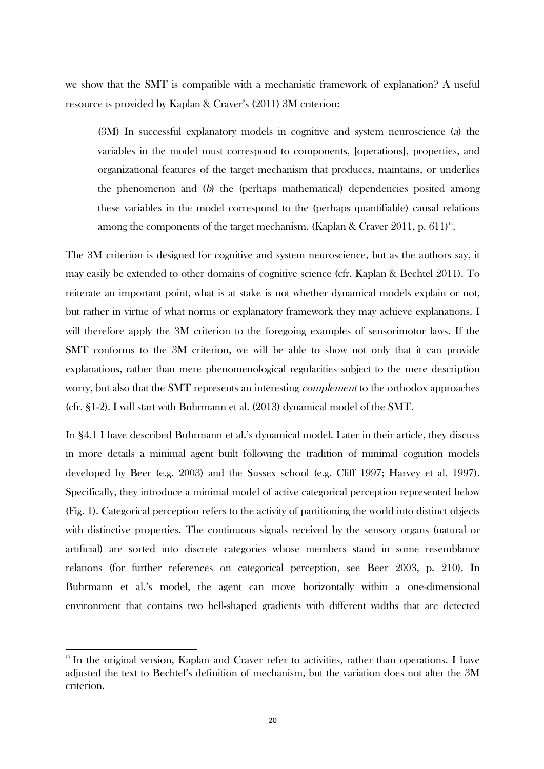we show that the SMT is compatible with a mechanistic framework of explanation? A useful resource is provided by Kaplan & Craver's (2011) 3M criterion:

> (3M) In successful explanatory models in cognitive and system neuroscience (*a*) the variables in the model must correspond to components, [operations], properties, and organizational features of the target mechanism that produces, maintains, or underlies the phenomenon and (*b*) the (perhaps mathematical) dependencies posited among these variables in the model correspond to the (perhaps quantifiable) causal relations among the components of the target mechanism. (Kaplan & Craver 2011, p. 611)[13].

The 3M criterion is designed for cognitive and system neuroscience, but as the authors say, it may easily be extended to other domains of cognitive science (cfr. Kaplan & Bechtel 2011). To reiterate an important point, what is at stake is not whether dynamical models explain or not, but rather in virtue of what norms or explanatory framework they may achieve explanations. I will therefore apply the 3M criterion to the foregoing examples of sensorimotor laws. If the SMT conforms to the 3M criterion, we will be able to show not only that it can provide explanations, rather than mere phenomenological regularities subject to the mere description worry, but also that the SMT represents an interesting *complement* to the orthodox approaches (cfr. §1-2). I will start with Buhrmann et al. (2013) dynamical model of the SMT.

In §4.1 I have described Buhrmann et al.'s dynamical model. Later in their article, they discuss in more details a minimal agent built following the tradition of minimal cognition models developed by Beer (e.g. 2003) and the Sussex school (e.g. Cliff 1997; Harvey et al. 1997). Specifically, they introduce a minimal model of active categorical perception represented below (Fig. 1). Categorical perception refers to the activity of partitioning the world into distinct objects with distinctive properties. The continuous signals received by the sensory organs (natural or artificial) are sorted into discrete categories whose members stand in some resemblance relations (for further references on categorical perception, see Beer 2003, p. 210). In Buhrmann et al.'s model, the agent can move horizontally within a one-dimensional environment that contains two bell-shaped gradients with different widths that are detected

[13] In the original version, Kaplan and Craver refer to activities, rather than operations. I have adjusted the text to Bechtel's definition of mechanism, but the variation does not alter the 3M criterion.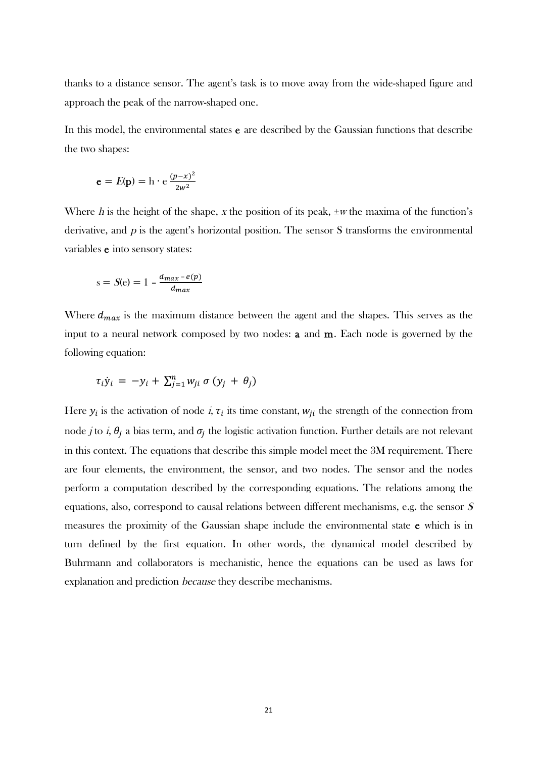thanks to a distance sensor. The agent's task is to move away from the wide-shaped figure and approach the peak of the narrow-shaped one.

In this model, the environmental states **e** are described by the Gaussian functions that describe the two shapes:

$$\mathbf{e} = E(\mathbf{p}) = \mathrm{h} \cdot \mathrm{e}\,\frac{(p-x)^2}{2w^2}$$

Where *h* is the height of the shape, *x* the position of its peak, ±*w* the maxima of the function's derivative, and $p$ is the agent's horizontal position. The sensor S transforms the environmental variables **e** into sensory states:

$$\mathrm{s} = S(\mathrm{e}) = 1 - \frac{d_{max} - e(p)}{d_{max}}$$

Where $d_{max}$ is the maximum distance between the agent and the shapes. This serves as the input to a neural network composed by two nodes: **a** and **m**. Each node is governed by the following equation:

$$\tau_i \dot{y}_i = -y_i + \sum_{j=1}^{n} w_{ji}\, \sigma\,(y_j + \theta_j)$$

Here $y_i$ is the activation of node *i*, $\tau_i$ its time constant, $w_{ji}$ the strength of the connection from node *j* to *i*, $\theta_j$ a bias term, and $\sigma_j$ the logistic activation function. Further details are not relevant in this context. The equations that describe this simple model meet the 3M requirement. There are four elements, the environment, the sensor, and two nodes. The sensor and the nodes perform a computation described by the corresponding equations. The relations among the equations, also, correspond to causal relations between different mechanisms, e.g. the sensor *S* measures the proximity of the Gaussian shape include the environmental state **e** which is in turn defined by the first equation. In other words, the dynamical model described by Buhrmann and collaborators is mechanistic, hence the equations can be used as laws for explanation and prediction *because* they describe mechanisms.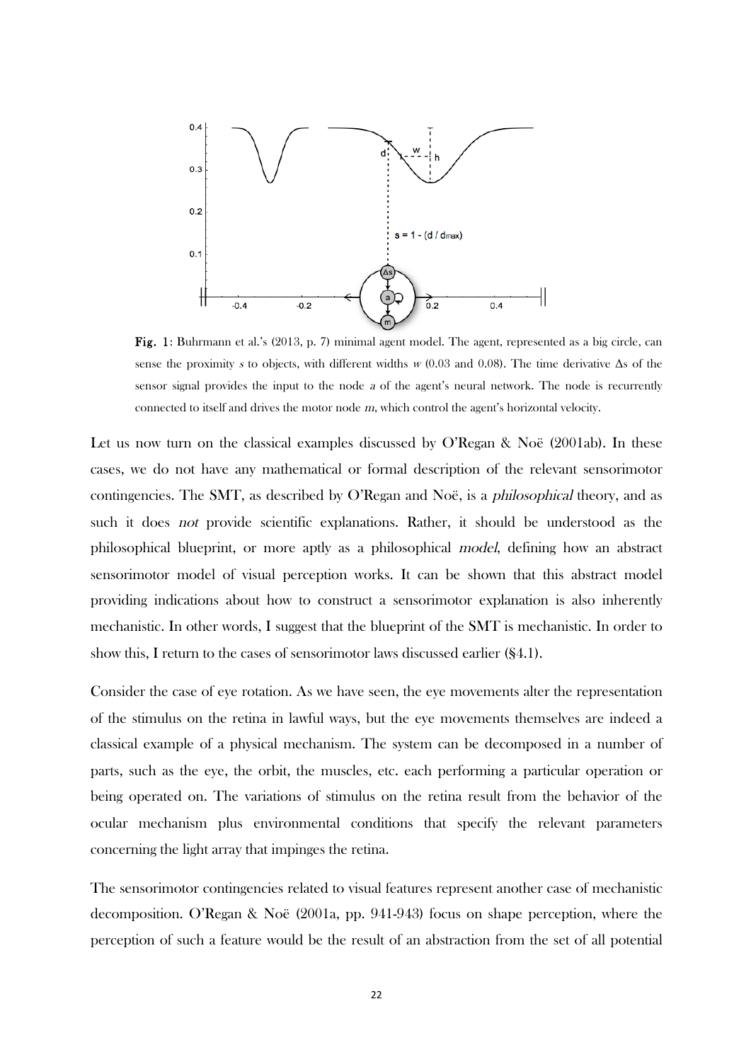**Fig. 1**: Buhrmann et al.'s (2013, p. 7) minimal agent model. The agent, represented as a big circle, can sense the proximity *s* to objects, with different widths *w* (0.03 and 0.08). The time derivative Δs of the sensor signal provides the input to the node *a* of the agent's neural network. The node is recurrently connected to itself and drives the motor node *m*, which control the agent's horizontal velocity.

Let us now turn on the classical examples discussed by O'Regan & Noë (2001ab). In these cases, we do not have any mathematical or formal description of the relevant sensorimotor contingencies. The SMT, as described by O'Regan and Noë, is a *philosophical* theory, and as such it does *not* provide scientific explanations. Rather, it should be understood as the philosophical blueprint, or more aptly as a philosophical *model*, defining how an abstract sensorimotor model of visual perception works. It can be shown that this abstract model providing indications about how to construct a sensorimotor explanation is also inherently mechanistic. In other words, I suggest that the blueprint of the SMT is mechanistic. In order to show this, I return to the cases of sensorimotor laws discussed earlier (§4.1).

Consider the case of eye rotation. As we have seen, the eye movements alter the representation of the stimulus on the retina in lawful ways, but the eye movements themselves are indeed a classical example of a physical mechanism. The system can be decomposed in a number of parts, such as the eye, the orbit, the muscles, etc. each performing a particular operation or being operated on. The variations of stimulus on the retina result from the behavior of the ocular mechanism plus environmental conditions that specify the relevant parameters concerning the light array that impinges the retina.

The sensorimotor contingencies related to visual features represent another case of mechanistic decomposition. O'Regan & Noë (2001a, pp. 941-943) focus on shape perception, where the perception of such a feature would be the result of an abstraction from the set of all potential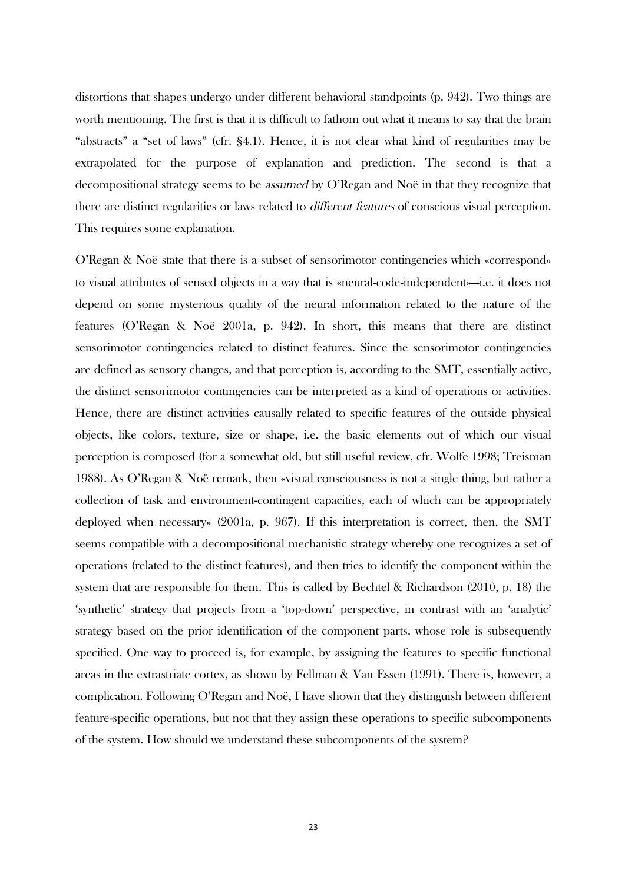distortions that shapes undergo under different behavioral standpoints (p. 942). Two things are worth mentioning. The first is that it is difficult to fathom out what it means to say that the brain "abstracts" a "set of laws" (cfr. §4.1). Hence, it is not clear what kind of regularities may be extrapolated for the purpose of explanation and prediction. The second is that a decompositional strategy seems to be *assumed* by O'Regan and Noë in that they recognize that there are distinct regularities or laws related to *different features* of conscious visual perception. This requires some explanation.

O'Regan & Noë state that there is a subset of sensorimotor contingencies which «correspond» to visual attributes of sensed objects in a way that is «neural-code-independent»—i.e. it does not depend on some mysterious quality of the neural information related to the nature of the features (O'Regan & Noë 2001a, p. 942). In short, this means that there are distinct sensorimotor contingencies related to distinct features. Since the sensorimotor contingencies are defined as sensory changes, and that perception is, according to the SMT, essentially active, the distinct sensorimotor contingencies can be interpreted as a kind of operations or activities. Hence, there are distinct activities causally related to specific features of the outside physical objects, like colors, texture, size or shape, i.e. the basic elements out of which our visual perception is composed (for a somewhat old, but still useful review, cfr. Wolfe 1998; Treisman 1988). As O'Regan & Noë remark, then «visual consciousness is not a single thing, but rather a collection of task and environment-contingent capacities, each of which can be appropriately deployed when necessary» (2001a, p. 967). If this interpretation is correct, then, the SMT seems compatible with a decompositional mechanistic strategy whereby one recognizes a set of operations (related to the distinct features), and then tries to identify the component within the system that are responsible for them. This is called by Bechtel & Richardson (2010, p. 18) the 'synthetic' strategy that projects from a 'top-down' perspective, in contrast with an 'analytic' strategy based on the prior identification of the component parts, whose role is subsequently specified. One way to proceed is, for example, by assigning the features to specific functional areas in the extrastriate cortex, as shown by Fellman & Van Essen (1991). There is, however, a complication. Following O'Regan and Noë, I have shown that they distinguish between different feature-specific operations, but not that they assign these operations to specific subcomponents of the system. How should we understand these subcomponents of the system?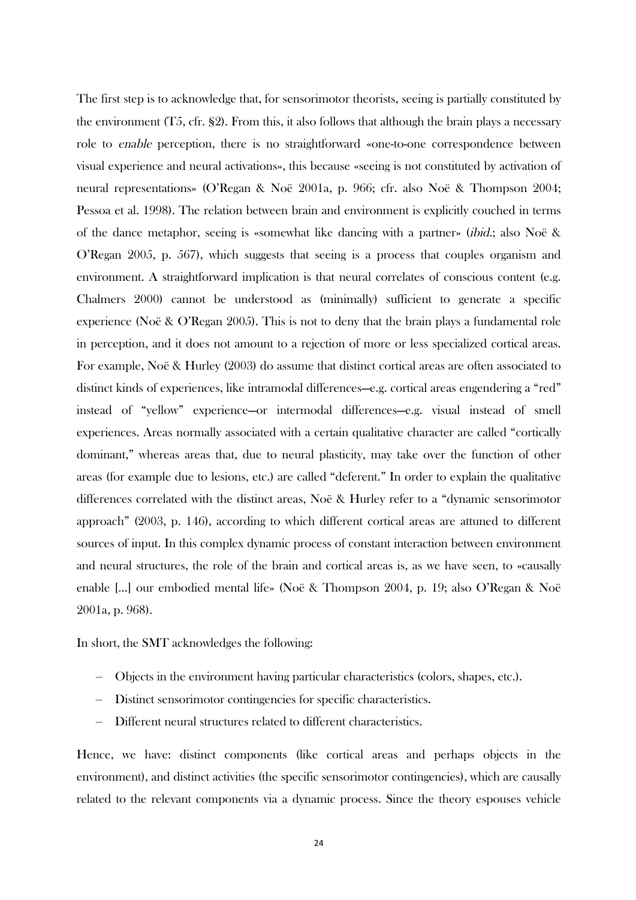The first step is to acknowledge that, for sensorimotor theorists, seeing is partially constituted by the environment (T5, cfr. §2). From this, it also follows that although the brain plays a necessary role to *enable* perception, there is no straightforward «one-to-one correspondence between visual experience and neural activations», this because «seeing is not constituted by activation of neural representations» (O'Regan & Noë 2001a, p. 966; cfr. also Noë & Thompson 2004; Pessoa et al. 1998). The relation between brain and environment is explicitly couched in terms of the dance metaphor, seeing is «somewhat like dancing with a partner» (*ibid.*; also Noë & O'Regan 2005, p. 567), which suggests that seeing is a process that couples organism and environment. A straightforward implication is that neural correlates of conscious content (e.g. Chalmers 2000) cannot be understood as (minimally) sufficient to generate a specific experience (Noë & O'Regan 2005). This is not to deny that the brain plays a fundamental role in perception, and it does not amount to a rejection of more or less specialized cortical areas. For example, Noë & Hurley (2003) do assume that distinct cortical areas are often associated to distinct kinds of experiences, like intramodal differences—e.g. cortical areas engendering a "red" instead of "yellow" experience—or intermodal differences—e.g. visual instead of smell experiences. Areas normally associated with a certain qualitative character are called "cortically dominant," whereas areas that, due to neural plasticity, may take over the function of other areas (for example due to lesions, etc.) are called "deferent." In order to explain the qualitative differences correlated with the distinct areas, Noë & Hurley refer to a "dynamic sensorimotor approach" (2003, p. 146), according to which different cortical areas are attuned to different sources of input. In this complex dynamic process of constant interaction between environment and neural structures, the role of the brain and cortical areas is, as we have seen, to «causally enable [...] our embodied mental life» (Noë & Thompson 2004, p. 19; also O'Regan & Noë 2001a, p. 968).

In short, the SMT acknowledges the following:

- Objects in the environment having particular characteristics (colors, shapes, etc.).
- Distinct sensorimotor contingencies for specific characteristics.
- Different neural structures related to different characteristics.

Hence, we have: distinct components (like cortical areas and perhaps objects in the environment), and distinct activities (the specific sensorimotor contingencies), which are causally related to the relevant components via a dynamic process. Since the theory espouses vehicle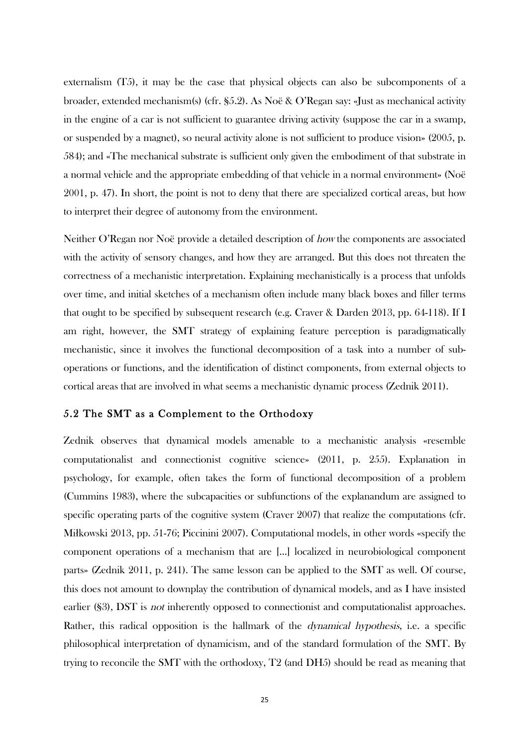externalism (T5), it may be the case that physical objects can also be subcomponents of a broader, extended mechanism(s) (cfr. §5.2). As Noë & O'Regan say: «Just as mechanical activity in the engine of a car is not sufficient to guarantee driving activity (suppose the car in a swamp, or suspended by a magnet), so neural activity alone is not sufficient to produce vision» (2005, p. 584); and «The mechanical substrate is sufficient only given the embodiment of that substrate in a normal vehicle and the appropriate embedding of that vehicle in a normal environment» (Noë 2001, p. 47). In short, the point is not to deny that there are specialized cortical areas, but how to interpret their degree of autonomy from the environment.

Neither O'Regan nor Noë provide a detailed description of *how* the components are associated with the activity of sensory changes, and how they are arranged. But this does not threaten the correctness of a mechanistic interpretation. Explaining mechanistically is a process that unfolds over time, and initial sketches of a mechanism often include many black boxes and filler terms that ought to be specified by subsequent research (e.g. Craver & Darden 2013, pp. 64-118). If I am right, however, the SMT strategy of explaining feature perception is paradigmatically mechanistic, since it involves the functional decomposition of a task into a number of sub-operations or functions, and the identification of distinct components, from external objects to cortical areas that are involved in what seems a mechanistic dynamic process (Zednik 2011).

## 5.2 The SMT as a Complement to the Orthodoxy

Zednik observes that dynamical models amenable to a mechanistic analysis «resemble computationalist and connectionist cognitive science» (2011, p. 255). Explanation in psychology, for example, often takes the form of functional decomposition of a problem (Cummins 1983), where the subcapacities or subfunctions of the explanandum are assigned to specific operating parts of the cognitive system (Craver 2007) that realize the computations (cfr. Miłkowski 2013, pp. 51-76; Piccinini 2007). Computational models, in other words «specify the component operations of a mechanism that are [...] localized in neurobiological component parts» (Zednik 2011, p. 241). The same lesson can be applied to the SMT as well. Of course, this does not amount to downplay the contribution of dynamical models, and as I have insisted earlier (§3), DST is *not* inherently opposed to connectionist and computationalist approaches. Rather, this radical opposition is the hallmark of the *dynamical hypothesis*, i.e. a specific philosophical interpretation of dynamicism, and of the standard formulation of the SMT. By trying to reconcile the SMT with the orthodoxy, T2 (and DH5) should be read as meaning that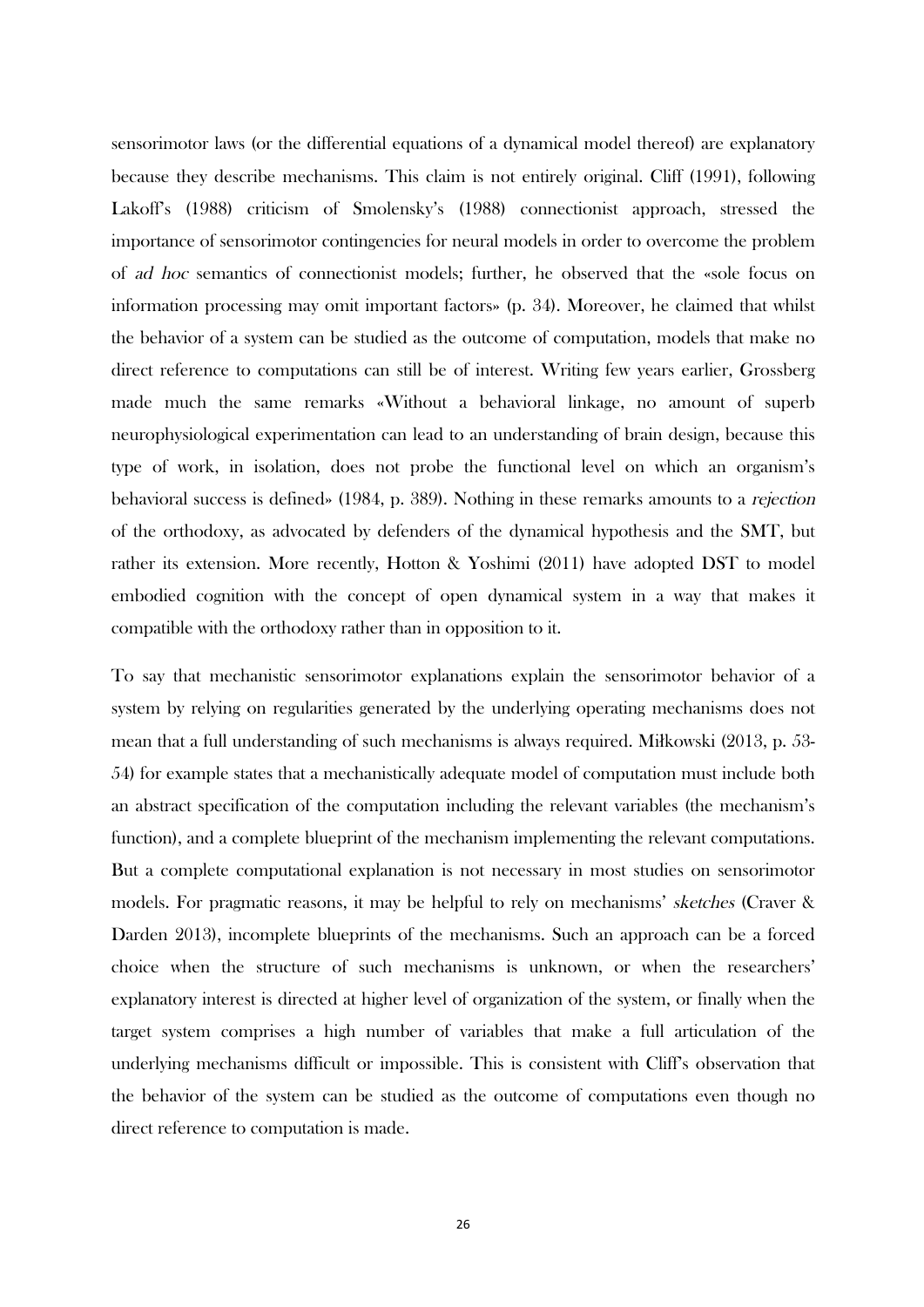sensorimotor laws (or the differential equations of a dynamical model thereof) are explanatory because they describe mechanisms. This claim is not entirely original. Cliff (1991), following Lakoff's (1988) criticism of Smolensky's (1988) connectionist approach, stressed the importance of sensorimotor contingencies for neural models in order to overcome the problem of *ad hoc* semantics of connectionist models; further, he observed that the «sole focus on information processing may omit important factors» (p. 34). Moreover, he claimed that whilst the behavior of a system can be studied as the outcome of computation, models that make no direct reference to computations can still be of interest. Writing few years earlier, Grossberg made much the same remarks «Without a behavioral linkage, no amount of superb neurophysiological experimentation can lead to an understanding of brain design, because this type of work, in isolation, does not probe the functional level on which an organism's behavioral success is defined» (1984, p. 389). Nothing in these remarks amounts to a *rejection* of the orthodoxy, as advocated by defenders of the dynamical hypothesis and the SMT, but rather its extension. More recently, Hotton & Yoshimi (2011) have adopted DST to model embodied cognition with the concept of open dynamical system in a way that makes it compatible with the orthodoxy rather than in opposition to it.

To say that mechanistic sensorimotor explanations explain the sensorimotor behavior of a system by relying on regularities generated by the underlying operating mechanisms does not mean that a full understanding of such mechanisms is always required. Miłkowski (2013, p. 53-54) for example states that a mechanistically adequate model of computation must include both an abstract specification of the computation including the relevant variables (the mechanism's function), and a complete blueprint of the mechanism implementing the relevant computations. But a complete computational explanation is not necessary in most studies on sensorimotor models. For pragmatic reasons, it may be helpful to rely on mechanisms' *sketches* (Craver & Darden 2013), incomplete blueprints of the mechanisms. Such an approach can be a forced choice when the structure of such mechanisms is unknown, or when the researchers' explanatory interest is directed at higher level of organization of the system, or finally when the target system comprises a high number of variables that make a full articulation of the underlying mechanisms difficult or impossible. This is consistent with Cliff's observation that the behavior of the system can be studied as the outcome of computations even though no direct reference to computation is made.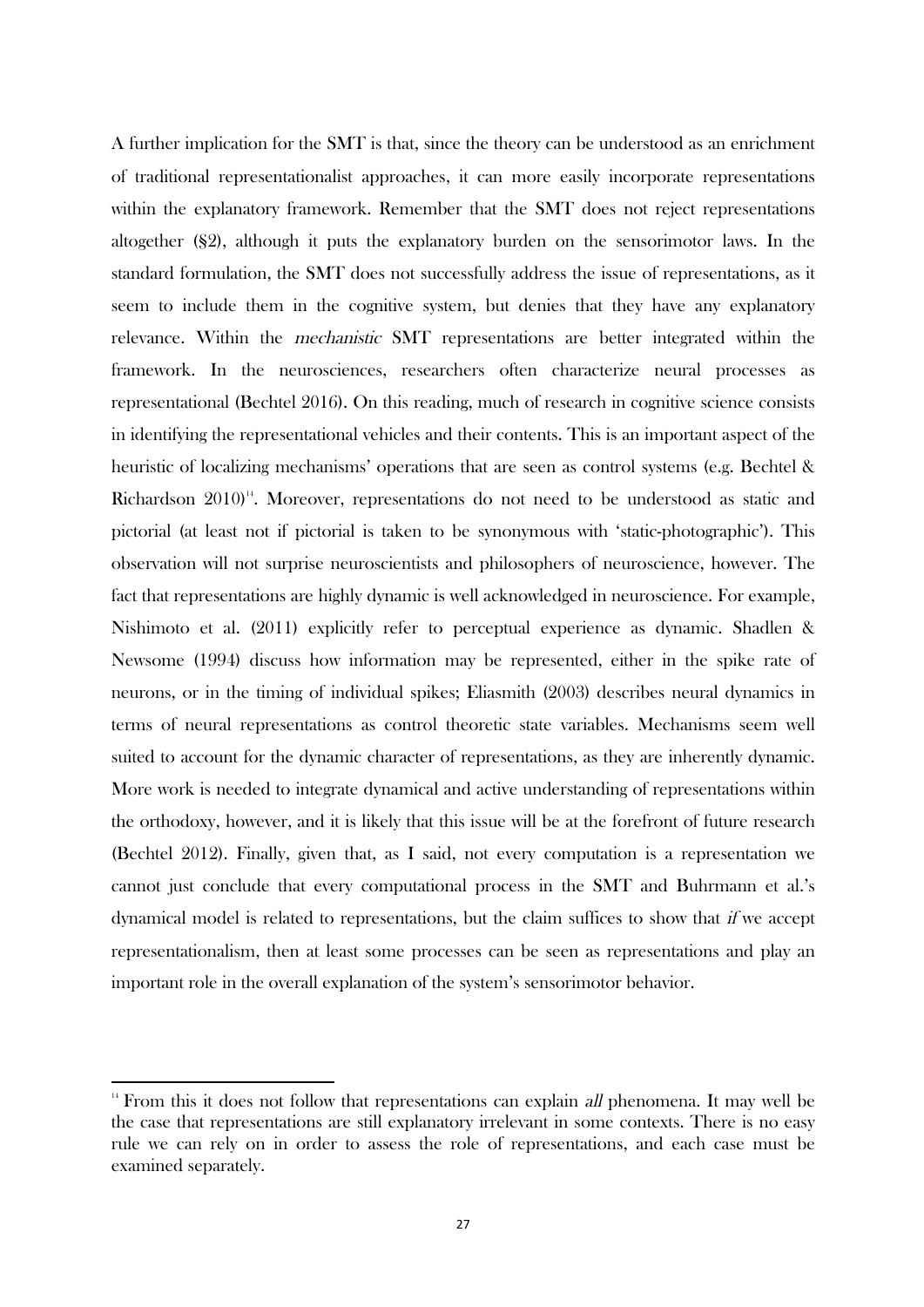A further implication for the SMT is that, since the theory can be understood as an enrichment of traditional representationalist approaches, it can more easily incorporate representations within the explanatory framework. Remember that the SMT does not reject representations altogether (§2), although it puts the explanatory burden on the sensorimotor laws. In the standard formulation, the SMT does not successfully address the issue of representations, as it seem to include them in the cognitive system, but denies that they have any explanatory relevance. Within the *mechanistic* SMT representations are better integrated within the framework. In the neurosciences, researchers often characterize neural processes as representational (Bechtel 2016). On this reading, much of research in cognitive science consists in identifying the representational vehicles and their contents. This is an important aspect of the heuristic of localizing mechanisms' operations that are seen as control systems (e.g. Bechtel & Richardson 2010)[14]. Moreover, representations do not need to be understood as static and pictorial (at least not if pictorial is taken to be synonymous with 'static-photographic'). This observation will not surprise neuroscientists and philosophers of neuroscience, however. The fact that representations are highly dynamic is well acknowledged in neuroscience. For example, Nishimoto et al. (2011) explicitly refer to perceptual experience as dynamic. Shadlen & Newsome (1994) discuss how information may be represented, either in the spike rate of neurons, or in the timing of individual spikes; Eliasmith (2003) describes neural dynamics in terms of neural representations as control theoretic state variables. Mechanisms seem well suited to account for the dynamic character of representations, as they are inherently dynamic. More work is needed to integrate dynamical and active understanding of representations within the orthodoxy, however, and it is likely that this issue will be at the forefront of future research (Bechtel 2012). Finally, given that, as I said, not every computation is a representation we cannot just conclude that every computational process in the SMT and Buhrmann et al.'s dynamical model is related to representations, but the claim suffices to show that *if* we accept representationalism, then at least some processes can be seen as representations and play an important role in the overall explanation of the system's sensorimotor behavior.

[14] From this it does not follow that representations can explain *all* phenomena. It may well be the case that representations are still explanatory irrelevant in some contexts. There is no easy rule we can rely on in order to assess the role of representations, and each case must be examined separately.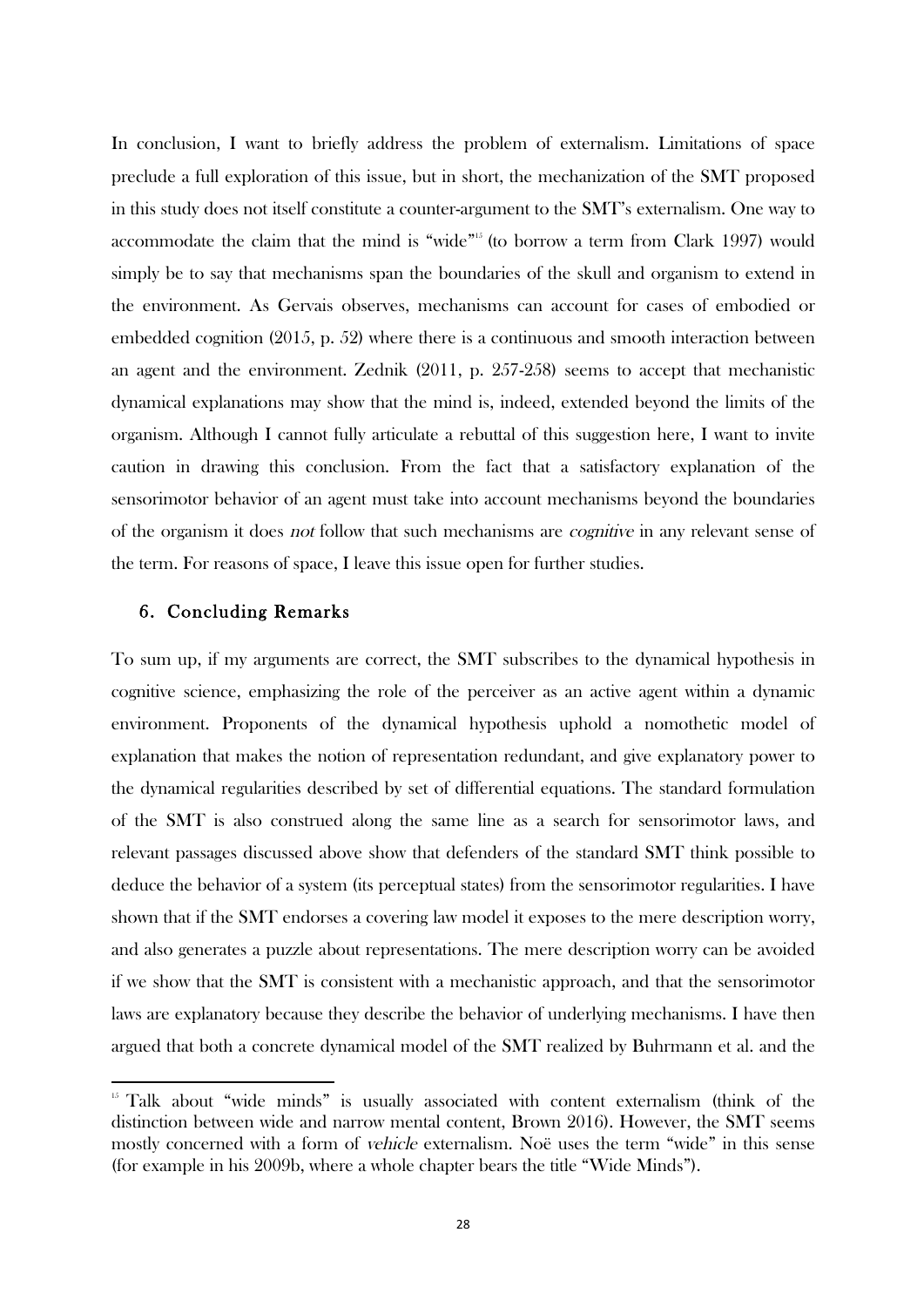In conclusion, I want to briefly address the problem of externalism. Limitations of space preclude a full exploration of this issue, but in short, the mechanization of the SMT proposed in this study does not itself constitute a counter-argument to the SMT's externalism. One way to accommodate the claim that the mind is "wide"[15] (to borrow a term from Clark 1997) would simply be to say that mechanisms span the boundaries of the skull and organism to extend in the environment. As Gervais observes, mechanisms can account for cases of embodied or embedded cognition (2015, p. 52) where there is a continuous and smooth interaction between an agent and the environment. Zednik (2011, p. 257-258) seems to accept that mechanistic dynamical explanations may show that the mind is, indeed, extended beyond the limits of the organism. Although I cannot fully articulate a rebuttal of this suggestion here, I want to invite caution in drawing this conclusion. From the fact that a satisfactory explanation of the sensorimotor behavior of an agent must take into account mechanisms beyond the boundaries of the organism it does *not* follow that such mechanisms are *cognitive* in any relevant sense of the term. For reasons of space, I leave this issue open for further studies.

## 6. Concluding Remarks

To sum up, if my arguments are correct, the SMT subscribes to the dynamical hypothesis in cognitive science, emphasizing the role of the perceiver as an active agent within a dynamic environment. Proponents of the dynamical hypothesis uphold a nomothetic model of explanation that makes the notion of representation redundant, and give explanatory power to the dynamical regularities described by set of differential equations. The standard formulation of the SMT is also construed along the same line as a search for sensorimotor laws, and relevant passages discussed above show that defenders of the standard SMT think possible to deduce the behavior of a system (its perceptual states) from the sensorimotor regularities. I have shown that if the SMT endorses a covering law model it exposes to the mere description worry, and also generates a puzzle about representations. The mere description worry can be avoided if we show that the SMT is consistent with a mechanistic approach, and that the sensorimotor laws are explanatory because they describe the behavior of underlying mechanisms. I have then argued that both a concrete dynamical model of the SMT realized by Buhrmann et al. and the

[15] Talk about "wide minds" is usually associated with content externalism (think of the distinction between wide and narrow mental content, Brown 2016). However, the SMT seems mostly concerned with a form of *vehicle* externalism. Noë uses the term "wide" in this sense (for example in his 2009b, where a whole chapter bears the title "Wide Minds").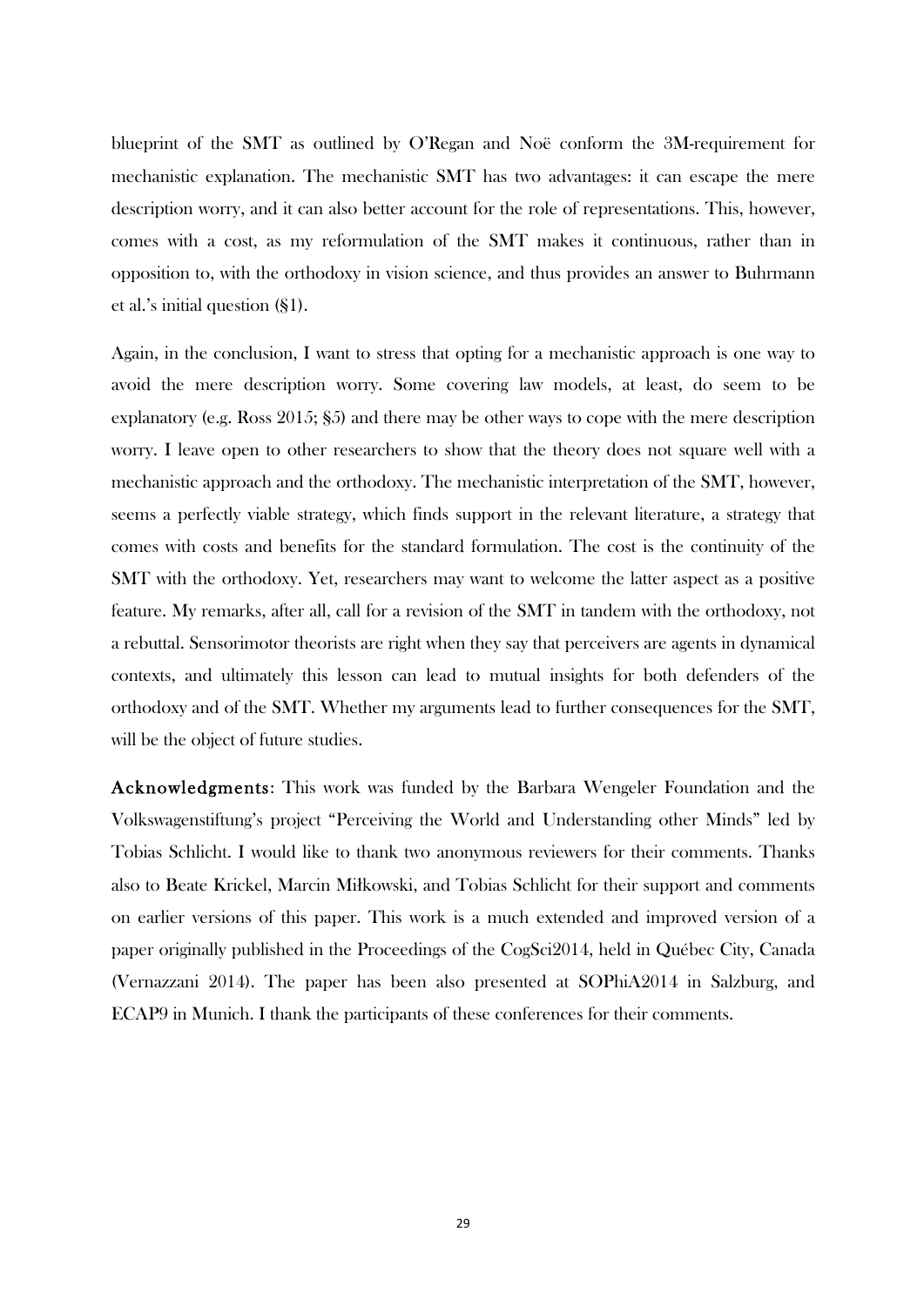blueprint of the SMT as outlined by O'Regan and Noë conform the 3M-requirement for mechanistic explanation. The mechanistic SMT has two advantages: it can escape the mere description worry, and it can also better account for the role of representations. This, however, comes with a cost, as my reformulation of the SMT makes it continuous, rather than in opposition to, with the orthodoxy in vision science, and thus provides an answer to Buhrmann et al.'s initial question (§1).

Again, in the conclusion, I want to stress that opting for a mechanistic approach is one way to avoid the mere description worry. Some covering law models, at least, do seem to be explanatory (e.g. Ross 2015; §5) and there may be other ways to cope with the mere description worry. I leave open to other researchers to show that the theory does not square well with a mechanistic approach and the orthodoxy. The mechanistic interpretation of the SMT, however, seems a perfectly viable strategy, which finds support in the relevant literature, a strategy that comes with costs and benefits for the standard formulation. The cost is the continuity of the SMT with the orthodoxy. Yet, researchers may want to welcome the latter aspect as a positive feature. My remarks, after all, call for a revision of the SMT in tandem with the orthodoxy, not a rebuttal. Sensorimotor theorists are right when they say that perceivers are agents in dynamical contexts, and ultimately this lesson can lead to mutual insights for both defenders of the orthodoxy and of the SMT. Whether my arguments lead to further consequences for the SMT, will be the object of future studies.

**Acknowledgments**: This work was funded by the Barbara Wengeler Foundation and the Volkswagenstiftung's project "Perceiving the World and Understanding other Minds" led by Tobias Schlicht. I would like to thank two anonymous reviewers for their comments. Thanks also to Beate Krickel, Marcin Miłkowski, and Tobias Schlicht for their support and comments on earlier versions of this paper. This work is a much extended and improved version of a paper originally published in the Proceedings of the CogSci2014, held in Québec City, Canada (Vernazzani 2014). The paper has been also presented at SOPhiA2014 in Salzburg, and ECAP9 in Munich. I thank the participants of these conferences for their comments.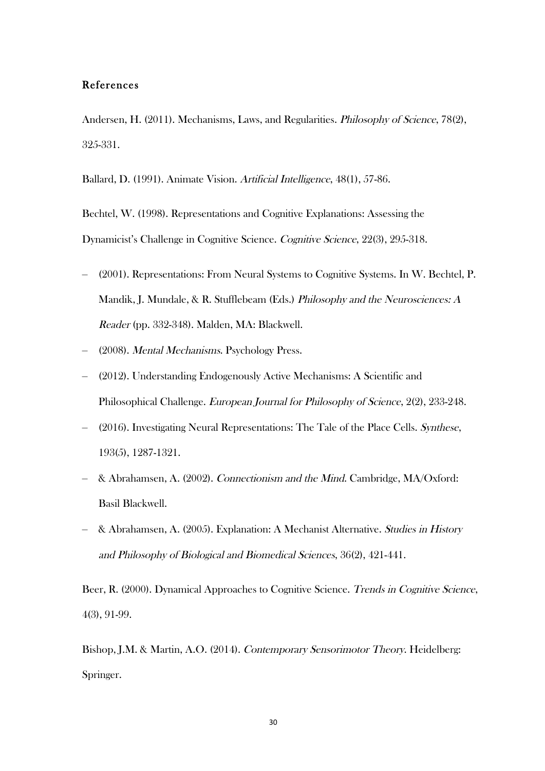## References

Andersen, H. (2011). Mechanisms, Laws, and Regularities. *Philosophy of Science*, 78(2), 325-331.

Ballard, D. (1991). Animate Vision. *Artificial Intelligence*, 48(1), 57-86.

Bechtel, W. (1998). Representations and Cognitive Explanations: Assessing the Dynamicist's Challenge in Cognitive Science. *Cognitive Science*, 22(3), 295-318.

– (2001). Representations: From Neural Systems to Cognitive Systems. In W. Bechtel, P. Mandik, J. Mundale, & R. Stufflebeam (Eds.) *Philosophy and the Neurosciences: A Reader* (pp. 332-348). Malden, MA: Blackwell.

– (2008). *Mental Mechanisms*. Psychology Press.

– (2012). Understanding Endogenously Active Mechanisms: A Scientific and Philosophical Challenge. *European Journal for Philosophy of Science*, 2(2), 233-248.

– (2016). Investigating Neural Representations: The Tale of the Place Cells. *Synthese*, 193(5), 1287-1321.

– & Abrahamsen, A. (2002). *Connectionism and the Mind*. Cambridge, MA/Oxford: Basil Blackwell.

– & Abrahamsen, A. (2005). Explanation: A Mechanist Alternative. *Studies in History and Philosophy of Biological and Biomedical Sciences*, 36(2), 421-441.

Beer, R. (2000). Dynamical Approaches to Cognitive Science. *Trends in Cognitive Science*, 4(3), 91-99.

Bishop, J.M. & Martin, A.O. (2014). *Contemporary Sensorimotor Theory*. Heidelberg: Springer.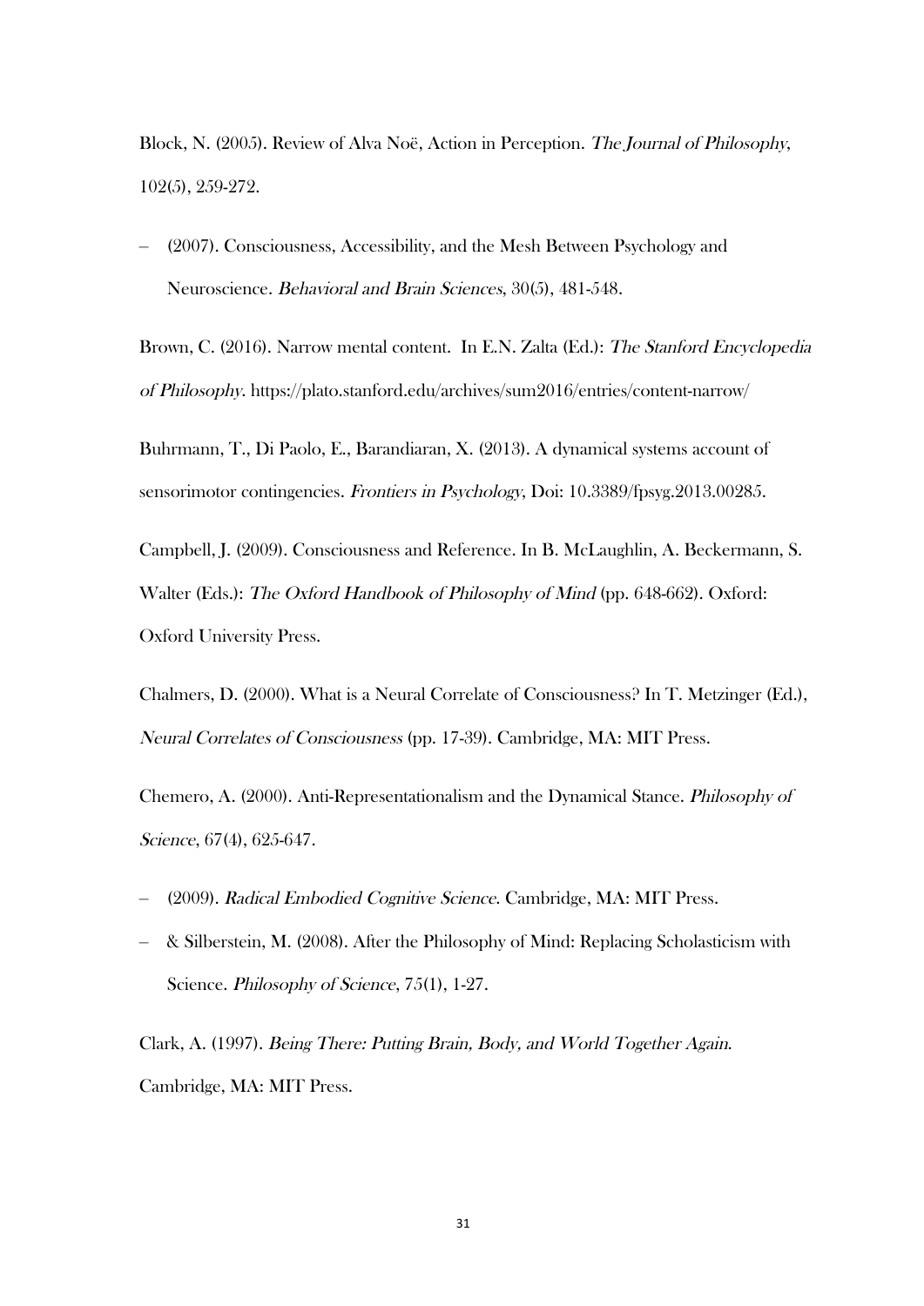Block, N. (2005). Review of Alva Noë, Action in Perception. *The Journal of Philosophy*, 102(5), 259-272.

– (2007). Consciousness, Accessibility, and the Mesh Between Psychology and Neuroscience. *Behavioral and Brain Sciences*, 30(5), 481-548.

Brown, C. (2016). Narrow mental content. In E.N. Zalta (Ed.): *The Stanford Encyclopedia of Philosophy*. https://plato.stanford.edu/archives/sum2016/entries/content-narrow/

Buhrmann, T., Di Paolo, E., Barandiaran, X. (2013). A dynamical systems account of sensorimotor contingencies. *Frontiers in Psychology*, Doi: 10.3389/fpsyg.2013.00285.

Campbell, J. (2009). Consciousness and Reference. In B. McLaughlin, A. Beckermann, S. Walter (Eds.): *The Oxford Handbook of Philosophy of Mind* (pp. 648-662). Oxford: Oxford University Press.

Chalmers, D. (2000). What is a Neural Correlate of Consciousness? In T. Metzinger (Ed.), *Neural Correlates of Consciousness* (pp. 17-39). Cambridge, MA: MIT Press.

Chemero, A. (2000). Anti-Representationalism and the Dynamical Stance. *Philosophy of Science*, 67(4), 625-647.

– (2009). *Radical Embodied Cognitive Science*. Cambridge, MA: MIT Press.

– & Silberstein, M. (2008). After the Philosophy of Mind: Replacing Scholasticism with Science. *Philosophy of Science*, 75(1), 1-27.

Clark, A. (1997). *Being There: Putting Brain, Body, and World Together Again*. Cambridge, MA: MIT Press.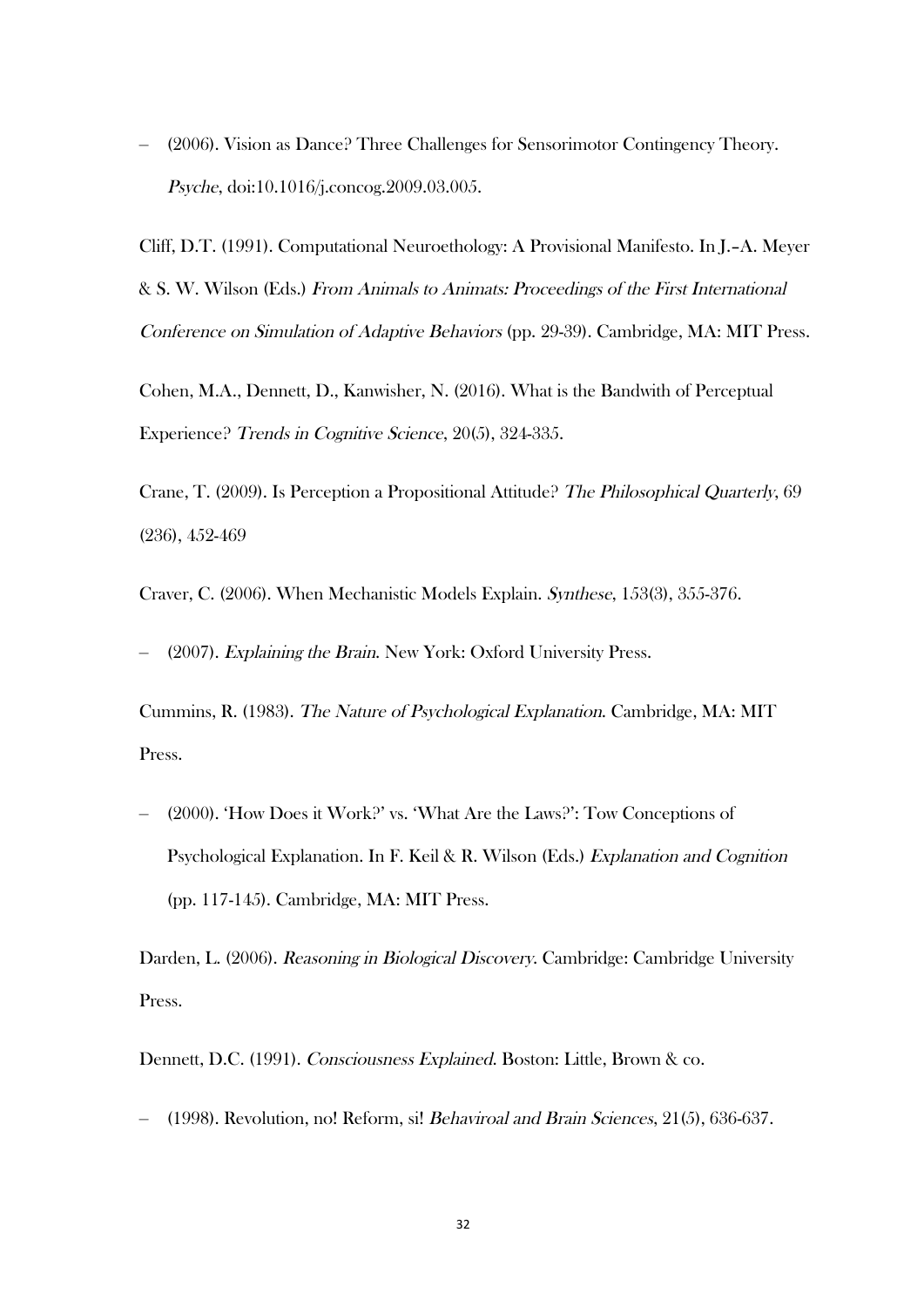– (2006). Vision as Dance? Three Challenges for Sensorimotor Contingency Theory. *Psyche*, doi:10.1016/j.concog.2009.03.005.

Cliff, D.T. (1991). Computational Neuroethology: A Provisional Manifesto. In J.–A. Meyer & S. W. Wilson (Eds.) *From Animals to Animats: Proceedings of the First International Conference on Simulation of Adaptive Behaviors* (pp. 29-39). Cambridge, MA: MIT Press.

Cohen, M.A., Dennett, D., Kanwisher, N. (2016). What is the Bandwith of Perceptual Experience? *Trends in Cognitive Science*, 20(5), 324-335.

Crane, T. (2009). Is Perception a Propositional Attitude? *The Philosophical Quarterly*, 69 (236), 452-469

Craver, C. (2006). When Mechanistic Models Explain. *Synthese*, 153(3), 355-376.

– (2007). *Explaining the Brain*. New York: Oxford University Press.

Cummins, R. (1983). *The Nature of Psychological Explanation*. Cambridge, MA: MIT Press.

– (2000). 'How Does it Work?' vs. 'What Are the Laws?': Tow Conceptions of Psychological Explanation. In F. Keil & R. Wilson (Eds.) *Explanation and Cognition* (pp. 117-145). Cambridge, MA: MIT Press.

Darden, L. (2006). *Reasoning in Biological Discovery*. Cambridge: Cambridge University Press.

Dennett, D.C. (1991). *Consciousness Explained*. Boston: Little, Brown & co.

– (1998). Revolution, no! Reform, si! *Behaviroal and Brain Sciences*, 21(5), 636-637.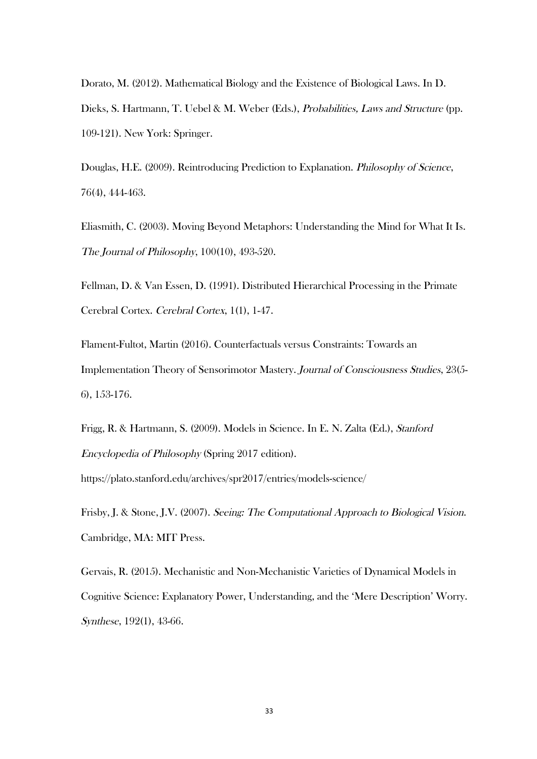Dorato, M. (2012). Mathematical Biology and the Existence of Biological Laws. In D. Dieks, S. Hartmann, T. Uebel & M. Weber (Eds.), *Probabilities, Laws and Structure* (pp. 109-121). New York: Springer.

Douglas, H.E. (2009). Reintroducing Prediction to Explanation. *Philosophy of Science*, 76(4), 444-463.

Eliasmith, C. (2003). Moving Beyond Metaphors: Understanding the Mind for What It Is. *The Journal of Philosophy*, 100(10), 493-520.

Fellman, D. & Van Essen, D. (1991). Distributed Hierarchical Processing in the Primate Cerebral Cortex. *Cerebral Cortex*, 1(1), 1-47.

Flament-Fultot, Martin (2016). Counterfactuals versus Constraints: Towards an Implementation Theory of Sensorimotor Mastery. *Journal of Consciousness Studies*, 23(5-6), 153-176.

Frigg, R. & Hartmann, S. (2009). Models in Science. In E. N. Zalta (Ed.), *Stanford Encyclopedia of Philosophy* (Spring 2017 edition). https://plato.stanford.edu/archives/spr2017/entries/models-science/

Frisby, J. & Stone, J.V. (2007). *Seeing: The Computational Approach to Biological Vision.* Cambridge, MA: MIT Press.

Gervais, R. (2015). Mechanistic and Non-Mechanistic Varieties of Dynamical Models in Cognitive Science: Explanatory Power, Understanding, and the 'Mere Description' Worry. *Synthese*, 192(1), 43-66.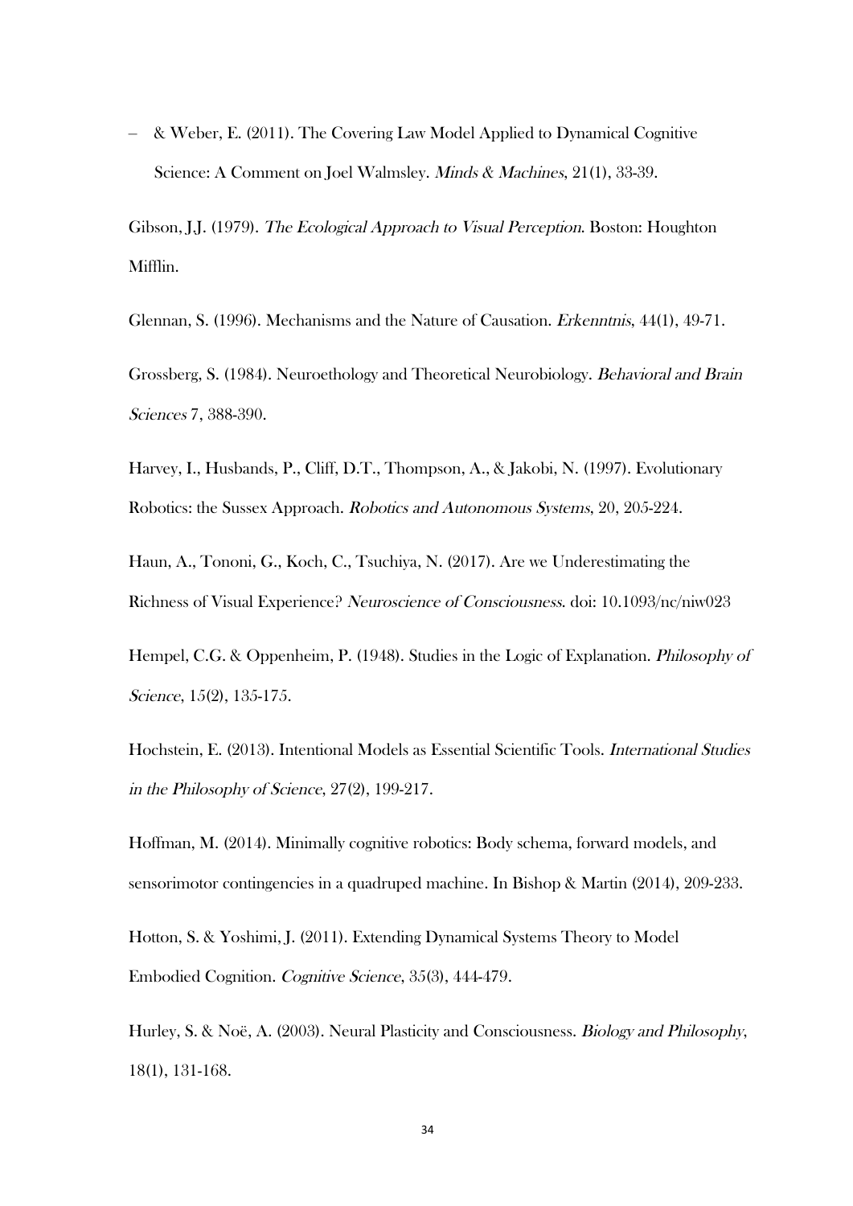– & Weber, E. (2011). The Covering Law Model Applied to Dynamical Cognitive Science: A Comment on Joel Walmsley. *Minds & Machines*, 21(1), 33-39.

Gibson, J.J. (1979). *The Ecological Approach to Visual Perception*. Boston: Houghton Mifflin.

Glennan, S. (1996). Mechanisms and the Nature of Causation. *Erkenntnis*, 44(1), 49-71.

Grossberg, S. (1984). Neuroethology and Theoretical Neurobiology. *Behavioral and Brain Sciences* 7, 388-390.

Harvey, I., Husbands, P., Cliff, D.T., Thompson, A., & Jakobi, N. (1997). Evolutionary Robotics: the Sussex Approach. *Robotics and Autonomous Systems*, 20, 205-224.

Haun, A., Tononi, G., Koch, C., Tsuchiya, N. (2017). Are we Underestimating the Richness of Visual Experience? *Neuroscience of Consciousness*. doi: 10.1093/nc/niw023

Hempel, C.G. & Oppenheim, P. (1948). Studies in the Logic of Explanation. *Philosophy of Science*, 15(2), 135-175.

Hochstein, E. (2013). Intentional Models as Essential Scientific Tools. *International Studies in the Philosophy of Science*, 27(2), 199-217.

Hoffman, M. (2014). Minimally cognitive robotics: Body schema, forward models, and sensorimotor contingencies in a quadruped machine. In Bishop & Martin (2014), 209-233.

Hotton, S. & Yoshimi, J. (2011). Extending Dynamical Systems Theory to Model Embodied Cognition. *Cognitive Science*, 35(3), 444-479.

Hurley, S. & Noë, A. (2003). Neural Plasticity and Consciousness. *Biology and Philosophy*, 18(1), 131-168.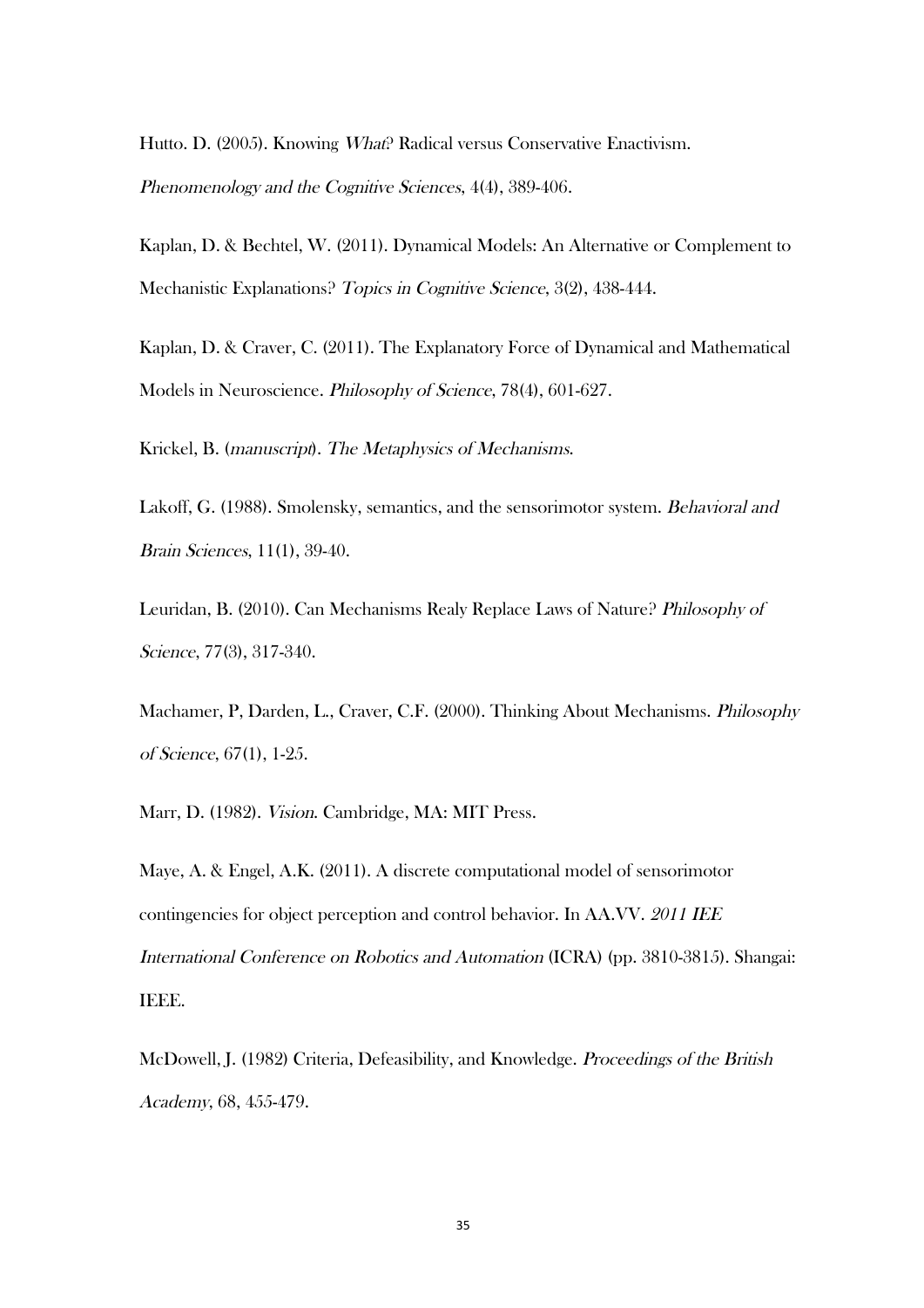Hutto. D. (2005). Knowing *What*? Radical versus Conservative Enactivism. *Phenomenology and the Cognitive Sciences*, 4(4), 389-406.

Kaplan, D. & Bechtel, W. (2011). Dynamical Models: An Alternative or Complement to Mechanistic Explanations? *Topics in Cognitive Science*, 3(2), 438-444.

Kaplan, D. & Craver, C. (2011). The Explanatory Force of Dynamical and Mathematical Models in Neuroscience. *Philosophy of Science*, 78(4), 601-627.

Krickel, B. (*manuscript*). *The Metaphysics of Mechanisms*.

Lakoff, G. (1988). Smolensky, semantics, and the sensorimotor system. *Behavioral and Brain Sciences*, 11(1), 39-40.

Leuridan, B. (2010). Can Mechanisms Realy Replace Laws of Nature? *Philosophy of Science*, 77(3), 317-340.

Machamer, P, Darden, L., Craver, C.F. (2000). Thinking About Mechanisms. *Philosophy of Science*, 67(1), 1-25.

Marr, D. (1982). *Vision*. Cambridge, MA: MIT Press.

Maye, A. & Engel, A.K. (2011). A discrete computational model of sensorimotor contingencies for object perception and control behavior. In AA.VV. *2011 IEE International Conference on Robotics and Automation* (ICRA) (pp. 3810-3815). Shangai: IEEE.

McDowell, J. (1982) Criteria, Defeasibility, and Knowledge. *Proceedings of the British Academy*, 68, 455-479.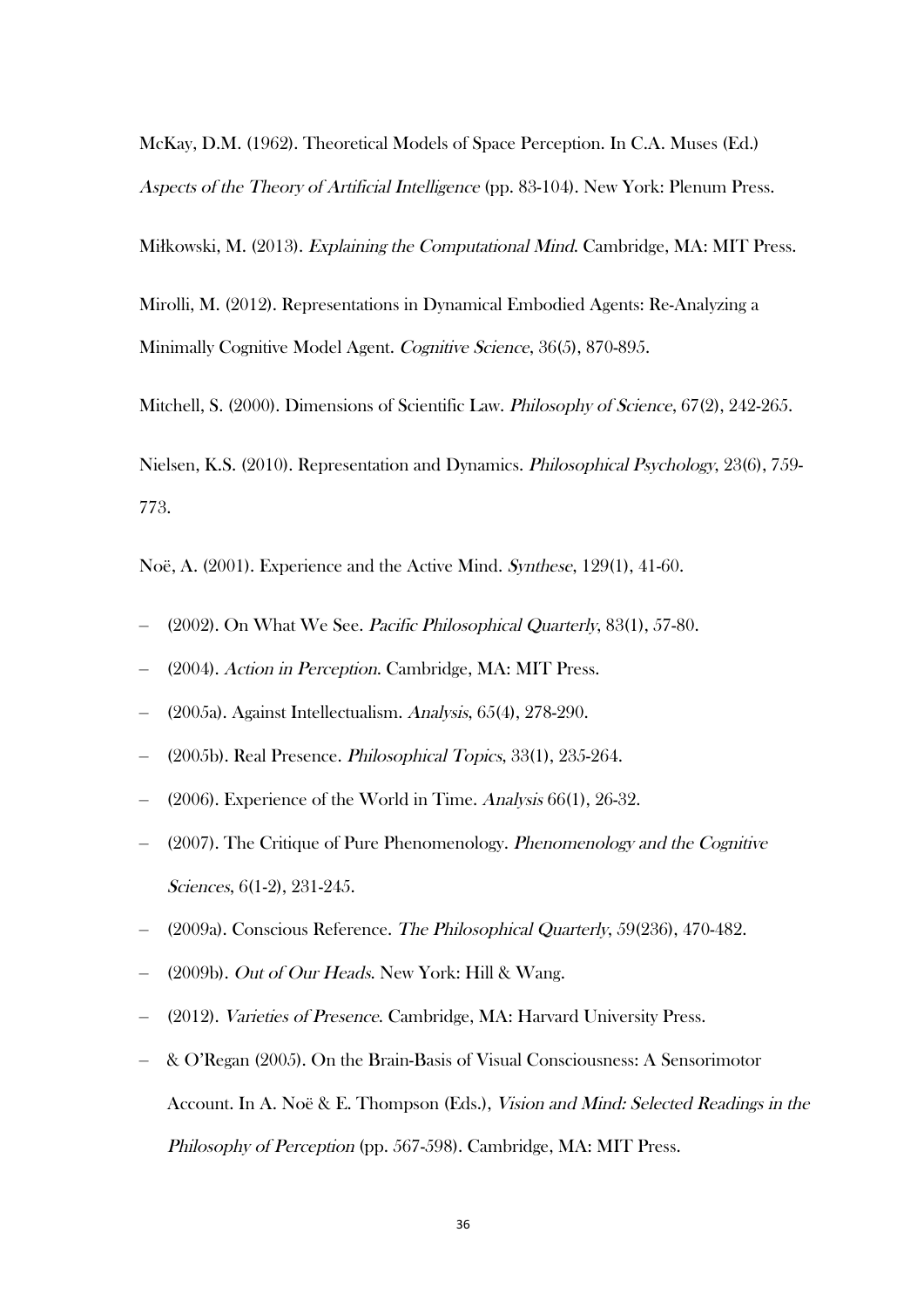McKay, D.M. (1962). Theoretical Models of Space Perception. In C.A. Muses (Ed.) *Aspects of the Theory of Artificial Intelligence* (pp. 83-104). New York: Plenum Press.

Miłkowski, M. (2013). *Explaining the Computational Mind*. Cambridge, MA: MIT Press.

Mirolli, M. (2012). Representations in Dynamical Embodied Agents: Re-Analyzing a Minimally Cognitive Model Agent. *Cognitive Science*, 36(5), 870-895.

Mitchell, S. (2000). Dimensions of Scientific Law. *Philosophy of Science*, 67(2), 242-265.

Nielsen, K.S. (2010). Representation and Dynamics. *Philosophical Psychology*, 23(6), 759-773.

Noë, A. (2001). Experience and the Active Mind. *Synthese*, 129(1), 41-60.

– (2002). On What We See. *Pacific Philosophical Quarterly*, 83(1), 57-80.

– (2004). *Action in Perception*. Cambridge, MA: MIT Press.

– (2005a). Against Intellectualism. *Analysis*, 65(4), 278-290.

– (2005b). Real Presence. *Philosophical Topics*, 33(1), 235-264.

– (2006). Experience of the World in Time. *Analysis* 66(1), 26-32.

– (2007). The Critique of Pure Phenomenology. *Phenomenology and the Cognitive Sciences*, 6(1-2), 231-245.

– (2009a). Conscious Reference. *The Philosophical Quarterly*, 59(236), 470-482.

– (2009b). *Out of Our Heads*. New York: Hill & Wang.

– (2012). *Varieties of Presence*. Cambridge, MA: Harvard University Press.

– & O'Regan (2005). On the Brain-Basis of Visual Consciousness: A Sensorimotor Account. In A. Noë & E. Thompson (Eds.), *Vision and Mind: Selected Readings in the Philosophy of Perception* (pp. 567-598). Cambridge, MA: MIT Press.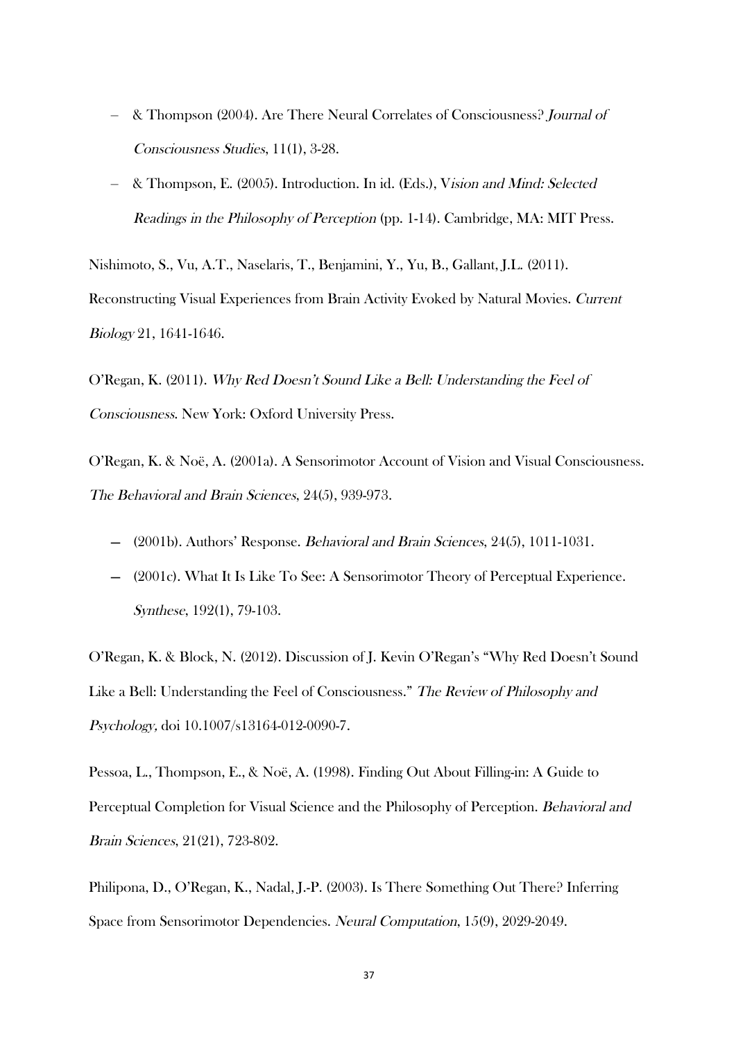- – & Thompson (2004). Are There Neural Correlates of Consciousness? *Journal of Consciousness Studies*, 11(1), 3-28.
- – & Thompson, E. (2005). Introduction. In id. (Eds.), V*ision and Mind: Selected Readings in the Philosophy of Perception* (pp. 1-14). Cambridge, MA: MIT Press.

Nishimoto, S., Vu, A.T., Naselaris, T., Benjamini, Y., Yu, B., Gallant, J.L. (2011). Reconstructing Visual Experiences from Brain Activity Evoked by Natural Movies. *Current Biology* 21, 1641-1646.

O'Regan, K. (2011). *Why Red Doesn't Sound Like a Bell: Understanding the Feel of Consciousness*. New York: Oxford University Press.

O'Regan, K. & Noë, A. (2001a). A Sensorimotor Account of Vision and Visual Consciousness. *The Behavioral and Brain Sciences*, 24(5), 939-973.

- — (2001b). Authors' Response. *Behavioral and Brain Sciences*, 24(5), 1011-1031.
- — (2001c). What It Is Like To See: A Sensorimotor Theory of Perceptual Experience. *Synthese*, 192(1), 79-103.

O'Regan, K. & Block, N. (2012). Discussion of J. Kevin O'Regan's "Why Red Doesn't Sound Like a Bell: Understanding the Feel of Consciousness." *The Review of Philosophy and Psychology,* doi 10.1007/s13164-012-0090-7.

Pessoa, L., Thompson, E., & Noë, A. (1998). Finding Out About Filling-in: A Guide to Perceptual Completion for Visual Science and the Philosophy of Perception. *Behavioral and Brain Sciences*, 21(21), 723-802.

Philipona, D., O'Regan, K., Nadal, J.-P. (2003). Is There Something Out There? Inferring Space from Sensorimotor Dependencies. *Neural Computation*, 15(9), 2029-2049.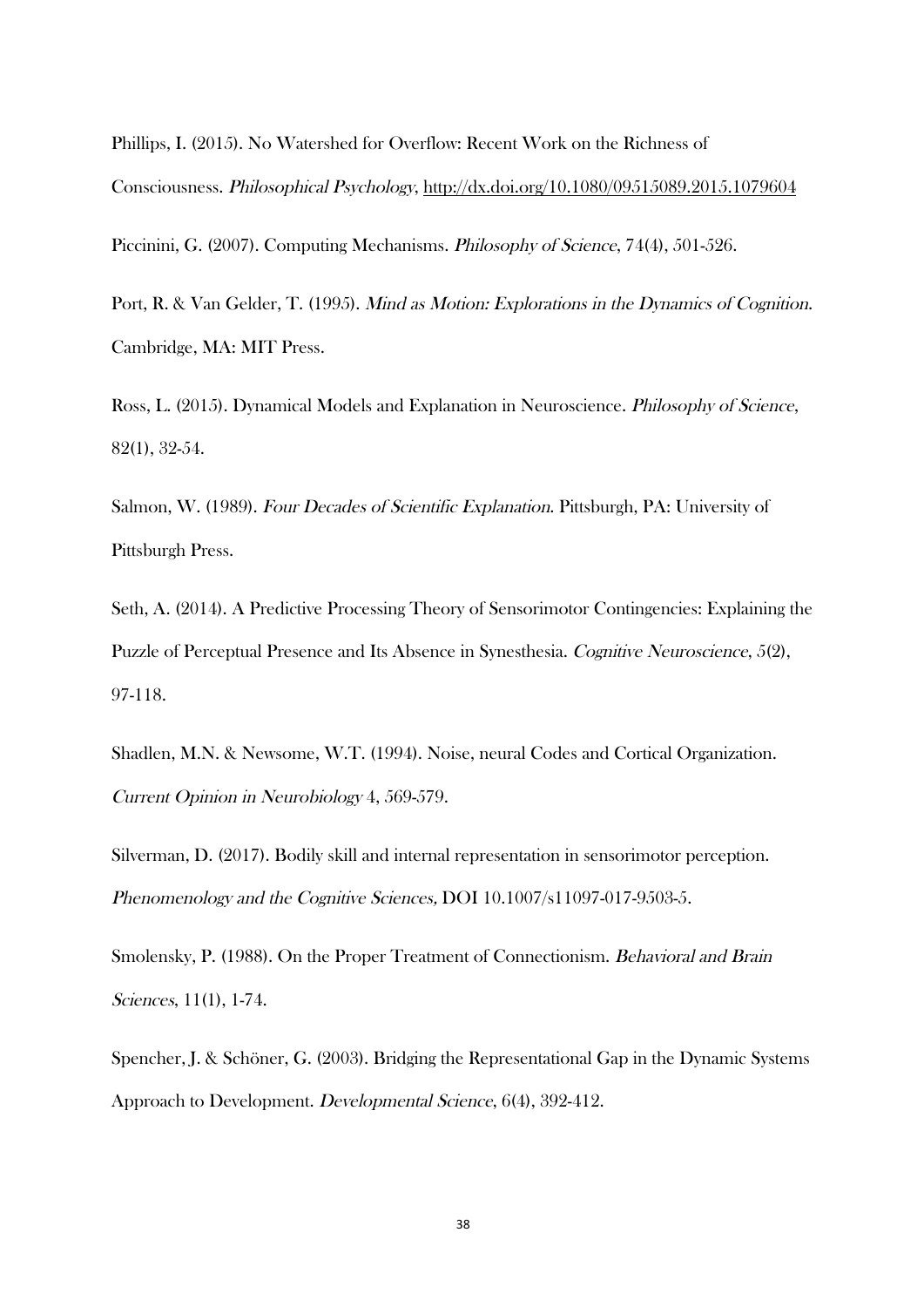Phillips, I. (2015). No Watershed for Overflow: Recent Work on the Richness of Consciousness. *Philosophical Psychology*, http://dx.doi.org/10.1080/09515089.2015.1079604

Piccinini, G. (2007). Computing Mechanisms. *Philosophy of Science*, 74(4), 501-526.

Port, R. & Van Gelder, T. (1995). *Mind as Motion: Explorations in the Dynamics of Cognition*. Cambridge, MA: MIT Press.

Ross, L. (2015). Dynamical Models and Explanation in Neuroscience. *Philosophy of Science*, 82(1), 32-54.

Salmon, W. (1989). *Four Decades of Scientific Explanation*. Pittsburgh, PA: University of Pittsburgh Press.

Seth, A. (2014). A Predictive Processing Theory of Sensorimotor Contingencies: Explaining the Puzzle of Perceptual Presence and Its Absence in Synesthesia. *Cognitive Neuroscience*, 5(2), 97-118.

Shadlen, M.N. & Newsome, W.T. (1994). Noise, neural Codes and Cortical Organization. *Current Opinion in Neurobiology* 4, 569-579.

Silverman, D. (2017). Bodily skill and internal representation in sensorimotor perception. *Phenomenology and the Cognitive Sciences,* DOI 10.1007/s11097-017-9503-5.

Smolensky, P. (1988). On the Proper Treatment of Connectionism. *Behavioral and Brain Sciences*, 11(1), 1-74.

Spencher, J. & Schöner, G. (2003). Bridging the Representational Gap in the Dynamic Systems Approach to Development. *Developmental Science*, 6(4), 392-412.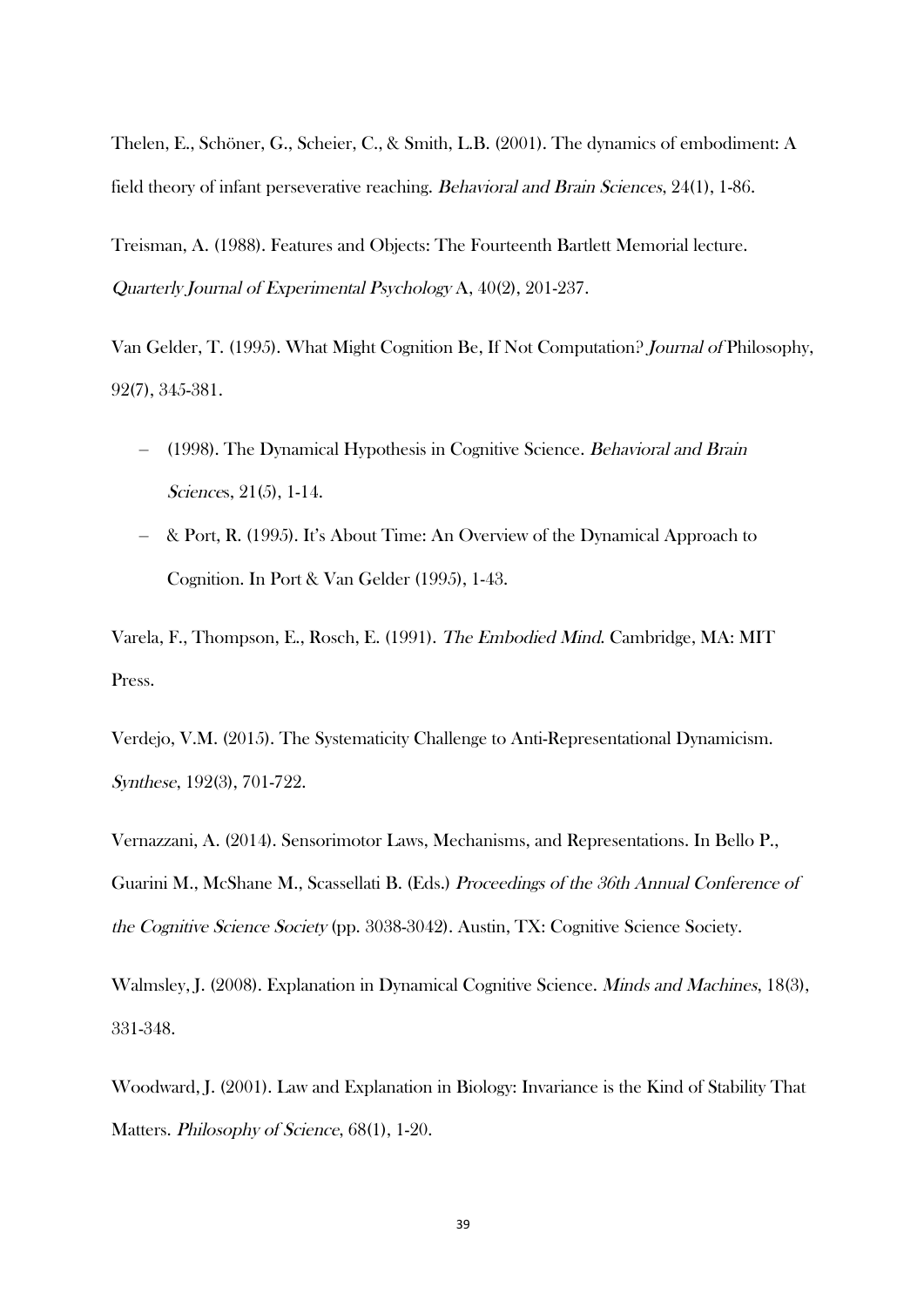Thelen, E., Schöner, G., Scheier, C., & Smith, L.B. (2001). The dynamics of embodiment: A field theory of infant perseverative reaching. *Behavioral and Brain Sciences*, 24(1), 1-86.

Treisman, A. (1988). Features and Objects: The Fourteenth Bartlett Memorial lecture. *Quarterly Journal of Experimental Psychology* A, 40(2), 201-237.

Van Gelder, T. (1995). What Might Cognition Be, If Not Computation? *Journal of* Philosophy, 92(7), 345-381.

- (1998). The Dynamical Hypothesis in Cognitive Science. *Behavioral and Brain Sciences*, 21(5), 1-14.
- & Port, R. (1995). It's About Time: An Overview of the Dynamical Approach to Cognition. In Port & Van Gelder (1995), 1-43.

Varela, F., Thompson, E., Rosch, E. (1991). *The Embodied Mind*. Cambridge, MA: MIT Press.

Verdejo, V.M. (2015). The Systematicity Challenge to Anti-Representational Dynamicism. *Synthese*, 192(3), 701-722.

Vernazzani, A. (2014). Sensorimotor Laws, Mechanisms, and Representations. In Bello P., Guarini M., McShane M., Scassellati B. (Eds.) *Proceedings of the 36th Annual Conference of the Cognitive Science Society* (pp. 3038-3042). Austin, TX: Cognitive Science Society.

Walmsley, J. (2008). Explanation in Dynamical Cognitive Science. *Minds and Machines*, 18(3), 331-348.

Woodward, J. (2001). Law and Explanation in Biology: Invariance is the Kind of Stability That Matters. *Philosophy of Science*, 68(1), 1-20.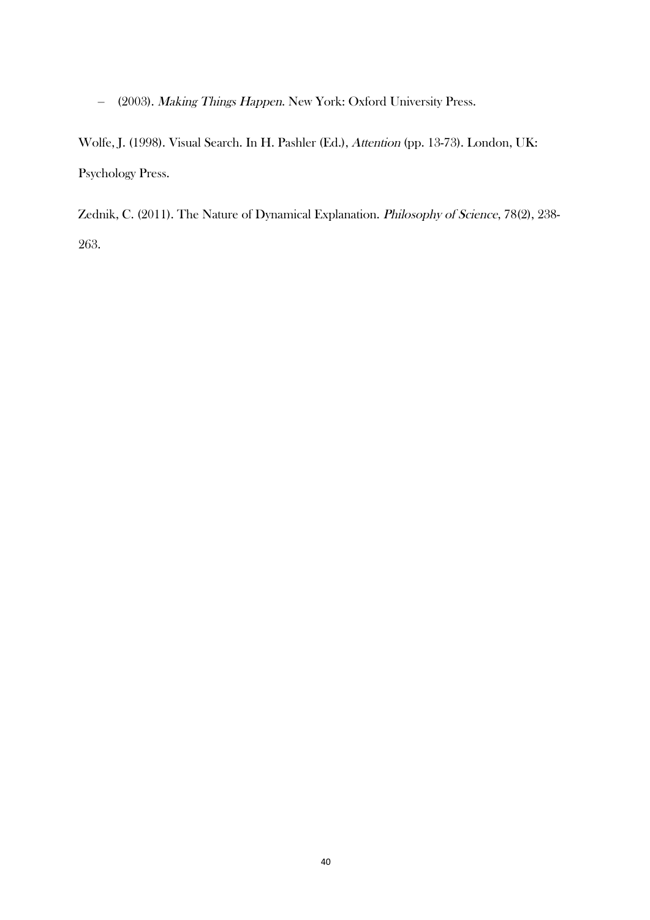– (2003). *Making Things Happen*. New York: Oxford University Press.

Wolfe, J. (1998). Visual Search. In H. Pashler (Ed.), *Attention* (pp. 13-73). London, UK: Psychology Press.

Zednik, C. (2011). The Nature of Dynamical Explanation. *Philosophy of Science*, 78(2), 238-263.